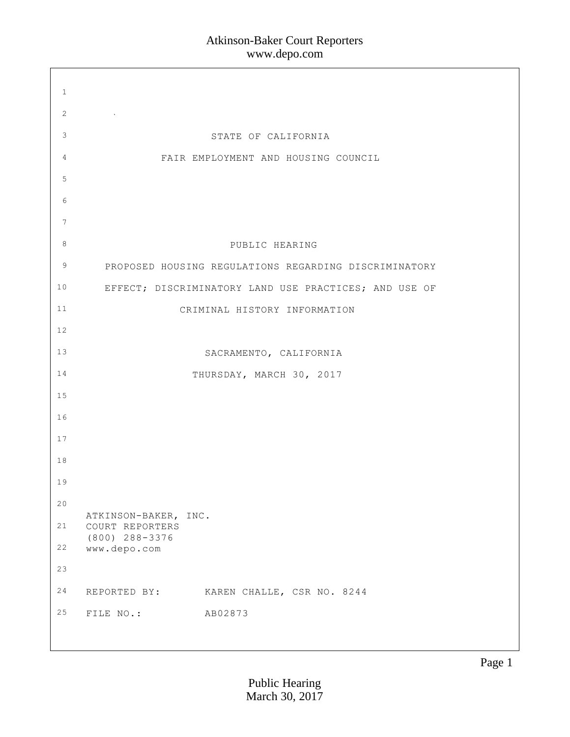STATE OF CALIFORNIA

FAIR EMPLOYMENT AND HOUSING COUNCIL

# PUBLIC HEARING

## PROPOSED HOUSING REGULATIONS REGARDING DISCRIMINATORY EFFECT; DISCRIMINATORY LAND USE PRACTICES; AND USE OF CRIMINAL HISTORY INFORMATION

SACRAMENTO, CALIFORNIA

THURSDAY, MARCH 30, 2017

ATKINSON-BAKER, INC.
COURT REPORTERS
(800) 288-3376
www.depo.com

REPORTED BY: KAREN CHALLE, CSR NO. 8244

FILE NO.: AB02873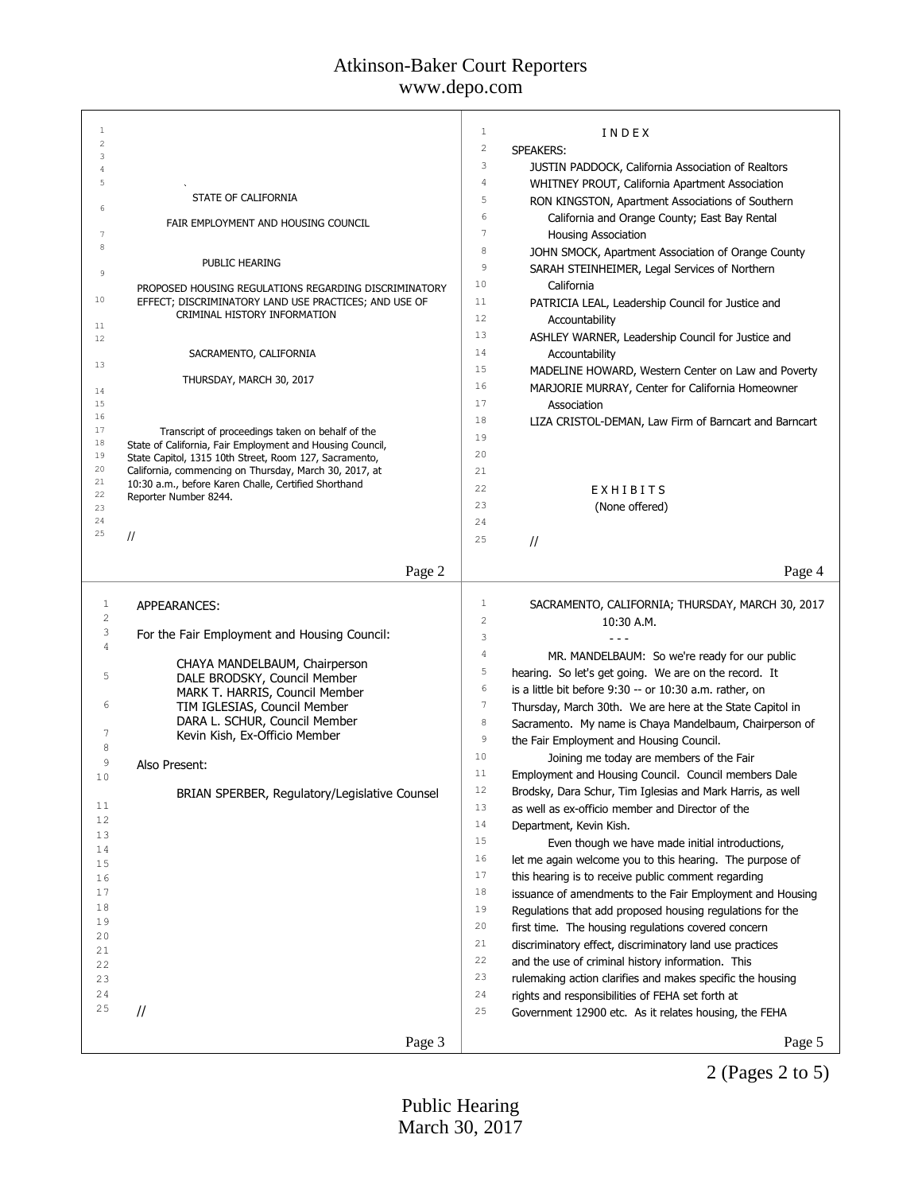STATE OF CALIFORNIA

FAIR EMPLOYMENT AND HOUSING COUNCIL

PUBLIC HEARING

PROPOSED HOUSING REGULATIONS REGARDING DISCRIMINATORY EFFECT; DISCRIMINATORY LAND USE PRACTICES; AND USE OF CRIMINAL HISTORY INFORMATION

SACRAMENTO, CALIFORNIA

THURSDAY, MARCH 30, 2017

Transcript of proceedings taken on behalf of the State of California, Fair Employment and Housing Council, State Capitol, 1315 10th Street, Room 127, Sacramento, California, commencing on Thursday, March 30, 2017, at 10:30 a.m., before Karen Challe, Certified Shorthand Reporter Number 8244.

//

APPEARANCES:

For the Fair Employment and Housing Council:

CHAYA MANDELBAUM, Chairperson
DALE BRODSKY, Council Member
MARK T. HARRIS, Council Member
TIM IGLESIAS, Council Member
DARA L. SCHUR, Council Member
Kevin Kish, Ex-Officio Member

Also Present:

BRIAN SPERBER, Regulatory/Legislative Counsel

//

I N D E X

SPEAKERS:

JUSTIN PADDOCK, California Association of Realtors
WHITNEY PROUT, California Apartment Association
RON KINGSTON, Apartment Associations of Southern California and Orange County; East Bay Rental Housing Association
JOHN SMOCK, Apartment Association of Orange County
SARAH STEINHEIMER, Legal Services of Northern California
PATRICIA LEAL, Leadership Council for Justice and Accountability
ASHLEY WARNER, Leadership Council for Justice and Accountability
MADELINE HOWARD, Western Center on Law and Poverty
MARJORIE MURRAY, Center for California Homeowner Association
LIZA CRISTOL-DEMAN, Law Firm of Barncart and Barncart

E X H I B I T S
(None offered)

//

SACRAMENTO, CALIFORNIA; THURSDAY, MARCH 30, 2017
10:30 A.M.

\- - -

MR. MANDELBAUM: So we're ready for our public hearing. So let's get going. We are on the record. It is a little bit before 9:30 -- or 10:30 a.m. rather, on Thursday, March 30th. We are here at the State Capitol in Sacramento. My name is Chaya Mandelbaum, Chairperson of the Fair Employment and Housing Council.

Joining me today are members of the Fair Employment and Housing Council. Council members Dale Brodsky, Dara Schur, Tim Iglesias and Mark Harris, as well as ex-officio member and Director of the Department, Kevin Kish.

Even though we have made initial introductions, let me again welcome you to this hearing. The purpose of this hearing is to receive public comment regarding issuance of amendments to the Fair Employment and Housing Regulations that add proposed housing regulations for the first time. The housing regulations covered concern discriminatory effect, discriminatory land use practices and the use of criminal history information. This rulemaking action clarifies and makes specific the housing rights and responsibilities of FEHA set forth at Government 12900 etc. As it relates housing, the FEHA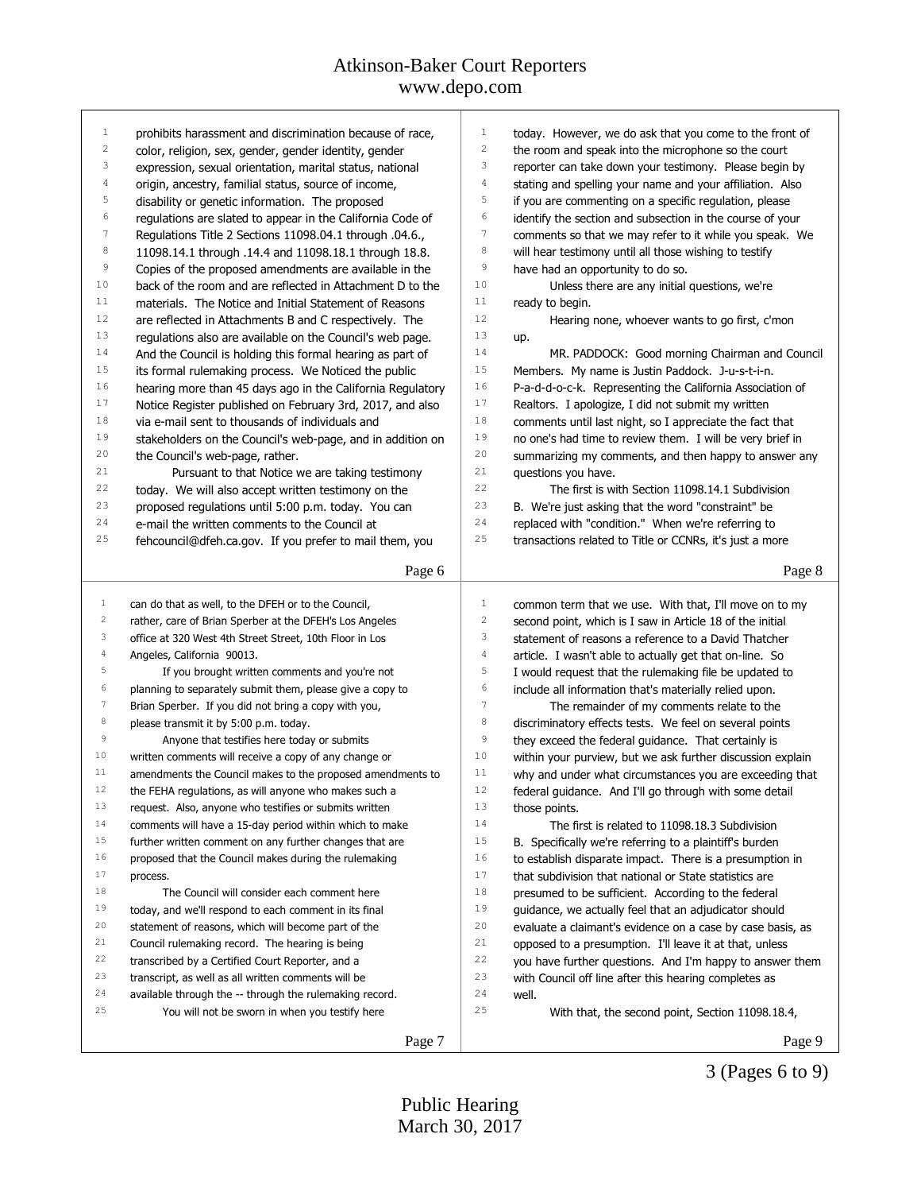prohibits harassment and discrimination because of race, color, religion, sex, gender, gender identity, gender expression, sexual orientation, marital status, national origin, ancestry, familial status, source of income, disability or genetic information. The proposed regulations are slated to appear in the California Code of Regulations Title 2 Sections 11098.04.1 through .04.6., 11098.14.1 through .14.4 and 11098.18.1 through 18.8. Copies of the proposed amendments are available in the back of the room and are reflected in Attachment D to the materials. The Notice and Initial Statement of Reasons are reflected in Attachments B and C respectively. The regulations also are available on the Council's web page. And the Council is holding this formal hearing as part of its formal rulemaking process. We Noticed the public hearing more than 45 days ago in the California Regulatory Notice Register published on February 3rd, 2017, and also via e-mail sent to thousands of individuals and stakeholders on the Council's web-page, and in addition on the Council's web-page, rather.

Pursuant to that Notice we are taking testimony today. We will also accept written testimony on the proposed regulations until 5:00 p.m. today. You can e-mail the written comments to the Council at fehcouncil@dfeh.ca.gov. If you prefer to mail them, you can do that as well, to the DFEH or to the Council, rather, care of Brian Sperber at the DFEH's Los Angeles office at 320 West 4th Street Street, 10th Floor in Los Angeles, California 90013.

If you brought written comments and you're not planning to separately submit them, please give a copy to Brian Sperber. If you did not bring a copy with you, please transmit it by 5:00 p.m. today.

Anyone that testifies here today or submits written comments will receive a copy of any change or amendments the Council makes to the proposed amendments to the FEHA regulations, as will anyone who makes such a request. Also, anyone who testifies or submits written comments will have a 15-day period within which to make further written comment on any further changes that are proposed that the Council makes during the rulemaking process.

The Council will consider each comment here today, and we'll respond to each comment in its final statement of reasons, which will become part of the Council rulemaking record. The hearing is being transcribed by a Certified Court Reporter, and a transcript, as well as all written comments will be available through the -- through the rulemaking record.

You will not be sworn in when you testify here today. However, we do ask that you come to the front of the room and speak into the microphone so the court reporter can take down your testimony. Please begin by stating and spelling your name and your affiliation. Also if you are commenting on a specific regulation, please identify the section and subsection in the course of your comments so that we may refer to it while you speak. We will hear testimony until all those wishing to testify have had an opportunity to do so.

Unless there are any initial questions, we're ready to begin.

Hearing none, whoever wants to go first, c'mon up.

MR. PADDOCK: Good morning Chairman and Council Members. My name is Justin Paddock. J-u-s-t-i-n. P-a-d-d-o-c-k. Representing the California Association of Realtors. I apologize, I did not submit my written comments until last night, so I appreciate the fact that no one's had time to review them. I will be very brief in summarizing my comments, and then happy to answer any questions you have.

The first is with Section 11098.14.1 Subdivision B. We're just asking that the word "constraint" be replaced with "condition." When we're referring to transactions related to Title or CCNRs, it's just a more common term that we use. With that, I'll move on to my second point, which is I saw in Article 18 of the initial statement of reasons a reference to a David Thatcher article. I wasn't able to actually get that on-line. So I would request that the rulemaking file be updated to include all information that's materially relied upon.

The remainder of my comments relate to the discriminatory effects tests. We feel on several points they exceed the federal guidance. That certainly is within your purview, but we ask further discussion explain why and under what circumstances you are exceeding that federal guidance. And I'll go through with some detail those points.

The first is related to 11098.18.3 Subdivision B. Specifically we're referring to a plaintiff's burden to establish disparate impact. There is a presumption in that subdivision that national or State statistics are presumed to be sufficient. According to the federal guidance, we actually feel that an adjudicator should evaluate a claimant's evidence on a case by case basis, as opposed to a presumption. I'll leave it at that, unless you have further questions. And I'm happy to answer them with Council off line after this hearing completes as well.

With that, the second point, Section 11098.18.4,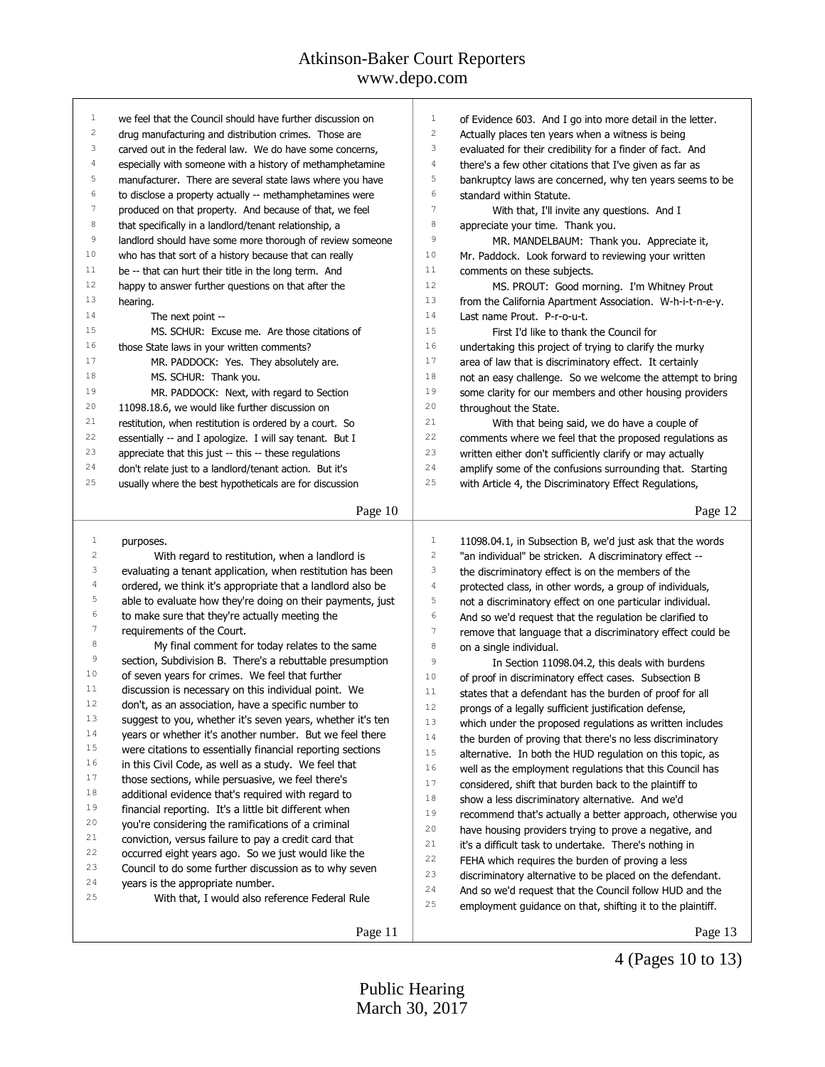we feel that the Council should have further discussion on drug manufacturing and distribution crimes. Those are carved out in the federal law. We do have some concerns, especially with someone with a history of methamphetamine manufacturer. There are several state laws where you have to disclose a property actually -- methamphetamines were produced on that property. And because of that, we feel that specifically in a landlord/tenant relationship, a landlord should have some more thorough of review someone who has that sort of a history because that can really be -- that can hurt their title in the long term. And happy to answer further questions on that after the hearing.

The next point --

MS. SCHUR: Excuse me. Are those citations of those State laws in your written comments?

MR. PADDOCK: Yes. They absolutely are.

MS. SCHUR: Thank you.

MR. PADDOCK: Next, with regard to Section 11098.18.6, we would like further discussion on restitution, when restitution is ordered by a court. So essentially -- and I apologize. I will say tenant. But I appreciate that this just -- this -- these regulations don't relate just to a landlord/tenant action. But it's usually where the best hypotheticals are for discussion purposes.

With regard to restitution, when a landlord is evaluating a tenant application, when restitution has been ordered, we think it's appropriate that a landlord also be able to evaluate how they're doing on their payments, just to make sure that they're actually meeting the requirements of the Court.

My final comment for today relates to the same section, Subdivision B. There's a rebuttable presumption of seven years for crimes. We feel that further discussion is necessary on this individual point. We don't, as an association, have a specific number to suggest to you, whether it's seven years, whether it's ten years or whether it's another number. But we feel there were citations to essentially financial reporting sections in this Civil Code, as well as a study. We feel that those sections, while persuasive, we feel there's additional evidence that's required with regard to financial reporting. It's a little bit different when you're considering the ramifications of a criminal conviction, versus failure to pay a credit card that occurred eight years ago. So we just would like the Council to do some further discussion as to why seven years is the appropriate number.

With that, I would also reference Federal Rule of Evidence 603. And I go into more detail in the letter. Actually places ten years when a witness is being evaluated for their credibility for a finder of fact. And there's a few other citations that I've given as far as bankruptcy laws are concerned, why ten years seems to be standard within Statute.

With that, I'll invite any questions. And I appreciate your time. Thank you.

MR. MANDELBAUM: Thank you. Appreciate it, Mr. Paddock. Look forward to reviewing your written comments on these subjects.

MS. PROUT: Good morning. I'm Whitney Prout from the California Apartment Association. W-h-i-t-n-e-y. Last name Prout. P-r-o-u-t.

First I'd like to thank the Council for undertaking this project of trying to clarify the murky area of law that is discriminatory effect. It certainly not an easy challenge. So we welcome the attempt to bring some clarity for our members and other housing providers throughout the State.

With that being said, we do have a couple of comments where we feel that the proposed regulations as written either don't sufficiently clarify or may actually amplify some of the confusions surrounding that. Starting with Article 4, the Discriminatory Effect Regulations, 11098.04.1, in Subsection B, we'd just ask that the words "an individual" be stricken. A discriminatory effect -- the discriminatory effect is on the members of the protected class, in other words, a group of individuals, not a discriminatory effect on one particular individual. And so we'd request that the regulation be clarified to remove that language that a discriminatory effect could be on a single individual.

In Section 11098.04.2, this deals with burdens of proof in discriminatory effect cases. Subsection B states that a defendant has the burden of proof for all prongs of a legally sufficient justification defense, which under the proposed regulations as written includes the burden of proving that there's no less discriminatory alternative. In both the HUD regulation on this topic, as well as the employment regulations that this Council has considered, shift that burden back to the plaintiff to show a less discriminatory alternative. And we'd recommend that's actually a better approach, otherwise you have housing providers trying to prove a negative, and it's a difficult task to undertake. There's nothing in FEHA which requires the burden of proving a less discriminatory alternative to be placed on the defendant. And so we'd request that the Council follow HUD and the employment guidance on that, shifting it to the plaintiff.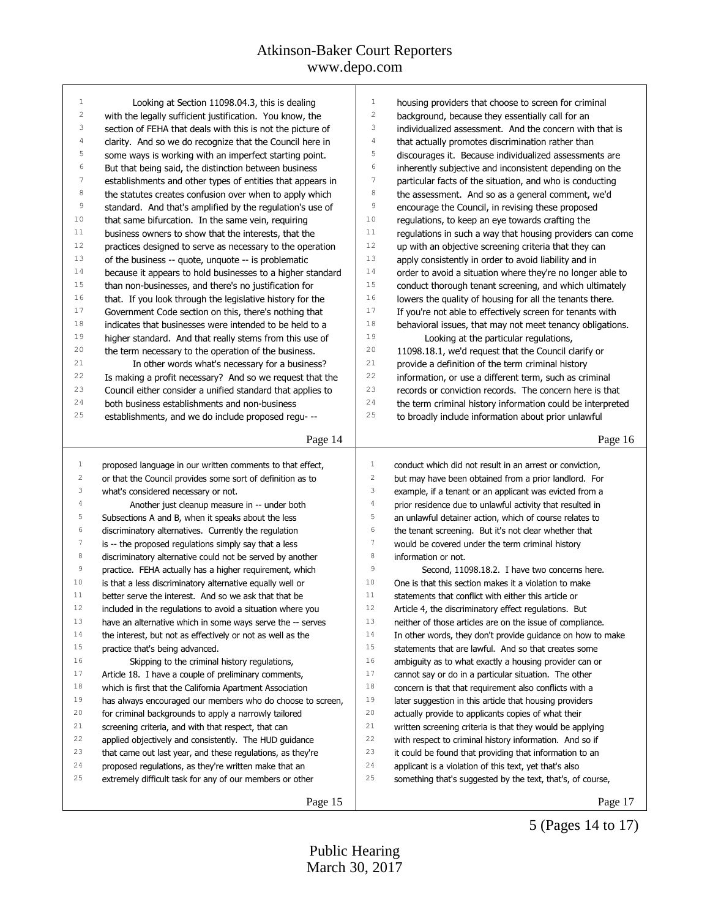Looking at Section 11098.04.3, this is dealing with the legally sufficient justification. You know, the section of FEHA that deals with this is not the picture of clarity. And so we do recognize that the Council here in some ways is working with an imperfect starting point. But that being said, the distinction between business establishments and other types of entities that appears in the statutes creates confusion over when to apply which standard. And that's amplified by the regulation's use of that same bifurcation. In the same vein, requiring business owners to show that the interests, that the practices designed to serve as necessary to the operation of the business -- quote, unquote -- is problematic because it appears to hold businesses to a higher standard than non-businesses, and there's no justification for that. If you look through the legislative history for the Government Code section on this, there's nothing that indicates that businesses were intended to be held to a higher standard. And that really stems from this use of the term necessary to the operation of the business.

In other words what's necessary for a business? Is making a profit necessary? And so we request that the Council either consider a unified standard that applies to both business establishments and non-business establishments, and we do include proposed regu- -- proposed language in our written comments to that effect, or that the Council provides some sort of definition as to what's considered necessary or not.

Another just cleanup measure in -- under both Subsections A and B, when it speaks about the less discriminatory alternatives. Currently the regulation is -- the proposed regulations simply say that a less discriminatory alternative could not be served by another practice. FEHA actually has a higher requirement, which is that a less discriminatory alternative equally well or better serve the interest. And so we ask that that be included in the regulations to avoid a situation where you have an alternative which in some ways serve the -- serves the interest, but not as effectively or not as well as the practice that's being advanced.

Skipping to the criminal history regulations, Article 18. I have a couple of preliminary comments, which is first that the California Apartment Association has always encouraged our members who do choose to screen, for criminal backgrounds to apply a narrowly tailored screening criteria, and with that respect, that can applied objectively and consistently. The HUD guidance that came out last year, and these regulations, as they're proposed regulations, as they're written make that an extremely difficult task for any of our members or other housing providers that choose to screen for criminal background, because they essentially call for an individualized assessment. And the concern with that is that actually promotes discrimination rather than discourages it. Because individualized assessments are inherently subjective and inconsistent depending on the particular facts of the situation, and who is conducting the assessment. And so as a general comment, we'd encourage the Council, in revising these proposed regulations, to keep an eye towards crafting the regulations in such a way that housing providers can come up with an objective screening criteria that they can apply consistently in order to avoid liability and in order to avoid a situation where they're no longer able to conduct thorough tenant screening, and which ultimately lowers the quality of housing for all the tenants there. If you're not able to effectively screen for tenants with behavioral issues, that may not meet tenancy obligations.

Looking at the particular regulations, 11098.18.1, we'd request that the Council clarify or provide a definition of the term criminal history information, or use a different term, such as criminal records or conviction records. The concern here is that the term criminal history information could be interpreted to broadly include information about prior unlawful conduct which did not result in an arrest or conviction, but may have been obtained from a prior landlord. For example, if a tenant or an applicant was evicted from a prior residence due to unlawful activity that resulted in an unlawful detainer action, which of course relates to the tenant screening. But it's not clear whether that would be covered under the term criminal history information or not.

Second, 11098.18.2. I have two concerns here. One is that this section makes it a violation to make statements that conflict with either this article or Article 4, the discriminatory effect regulations. But neither of those articles are on the issue of compliance. In other words, they don't provide guidance on how to make statements that are lawful. And so that creates some ambiguity as to what exactly a housing provider can or cannot say or do in a particular situation. The other concern is that that requirement also conflicts with a later suggestion in this article that housing providers actually provide to applicants copies of what their written screening criteria is that they would be applying with respect to criminal history information. And so if it could be found that providing that information to an applicant is a violation of this text, yet that's also something that's suggested by the text, that's, of course,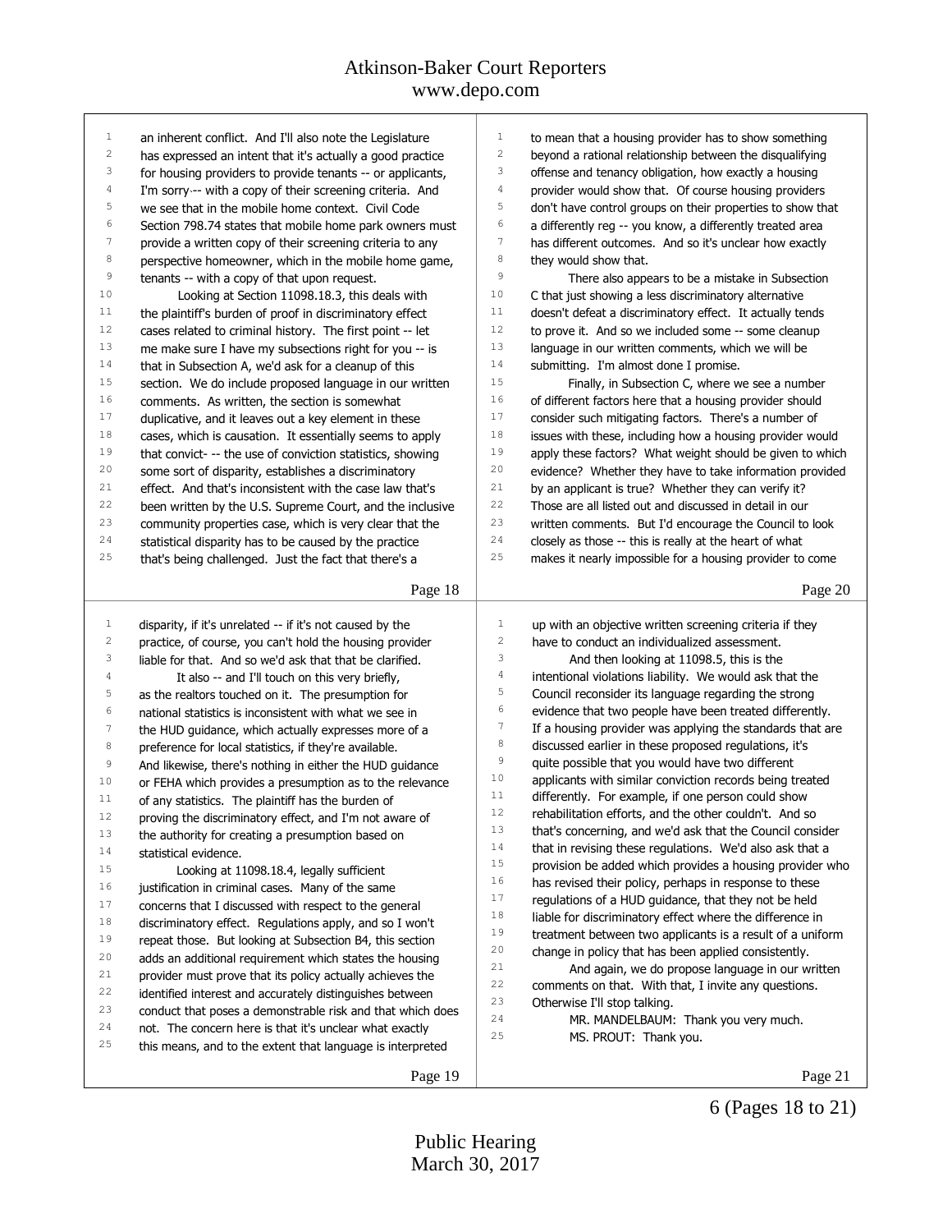an inherent conflict. And I'll also note the Legislature has expressed an intent that it's actually a good practice for housing providers to provide tenants -- or applicants, I'm sorry -- with a copy of their screening criteria. And we see that in the mobile home context. Civil Code Section 798.74 states that mobile home park owners must provide a written copy of their screening criteria to any perspective homeowner, which in the mobile home game, tenants -- with a copy of that upon request.

Looking at Section 11098.18.3, this deals with the plaintiff's burden of proof in discriminatory effect cases related to criminal history. The first point -- let me make sure I have my subsections right for you -- is that in Subsection A, we'd ask for a cleanup of this section. We do include proposed language in our written comments. As written, the section is somewhat duplicative, and it leaves out a key element in these cases, which is causation. It essentially seems to apply that convict- -- the use of conviction statistics, showing some sort of disparity, establishes a discriminatory effect. And that's inconsistent with the case law that's been written by the U.S. Supreme Court, and the inclusive community properties case, which is very clear that the statistical disparity has to be caused by the practice that's being challenged. Just the fact that there's a disparity, if it's unrelated -- if it's not caused by the practice, of course, you can't hold the housing provider liable for that. And so we'd ask that that be clarified.

It also -- and I'll touch on this very briefly, as the realtors touched on it. The presumption for national statistics is inconsistent with what we see in the HUD guidance, which actually expresses more of a preference for local statistics, if they're available. And likewise, there's nothing in either the HUD guidance or FEHA which provides a presumption as to the relevance of any statistics. The plaintiff has the burden of proving the discriminatory effect, and I'm not aware of the authority for creating a presumption based on statistical evidence.

Looking at 11098.18.4, legally sufficient justification in criminal cases. Many of the same concerns that I discussed with respect to the general discriminatory effect. Regulations apply, and so I won't repeat those. But looking at Subsection B4, this section adds an additional requirement which states the housing provider must prove that its policy actually achieves the identified interest and accurately distinguishes between conduct that poses a demonstrable risk and that which does not. The concern here is that it's unclear what exactly this means, and to the extent that language is interpreted to mean that a housing provider has to show something beyond a rational relationship between the disqualifying offense and tenancy obligation, how exactly a housing provider would show that. Of course housing providers don't have control groups on their properties to show that a differently reg -- you know, a differently treated area has different outcomes. And so it's unclear how exactly they would show that.

There also appears to be a mistake in Subsection C that just showing a less discriminatory alternative doesn't defeat a discriminatory effect. It actually tends to prove it. And so we included some -- some cleanup language in our written comments, which we will be submitting. I'm almost done I promise.

Finally, in Subsection C, where we see a number of different factors here that a housing provider should consider such mitigating factors. There's a number of issues with these, including how a housing provider would apply these factors? What weight should be given to which evidence? Whether they have to take information provided by an applicant is true? Whether they can verify it? Those are all listed out and discussed in detail in our written comments. But I'd encourage the Council to look closely as those -- this is really at the heart of what makes it nearly impossible for a housing provider to come up with an objective written screening criteria if they have to conduct an individualized assessment.

And then looking at 11098.5, this is the intentional violations liability. We would ask that the Council reconsider its language regarding the strong evidence that two people have been treated differently. If a housing provider was applying the standards that are discussed earlier in these proposed regulations, it's quite possible that you would have two different applicants with similar conviction records being treated differently. For example, if one person could show rehabilitation efforts, and the other couldn't. And so that's concerning, and we'd ask that the Council consider that in revising these regulations. We'd also ask that a provision be added which provides a housing provider who has revised their policy, perhaps in response to these regulations of a HUD guidance, that they not be held liable for discriminatory effect where the difference in treatment between two applicants is a result of a uniform change in policy that has been applied consistently.

And again, we do propose language in our written comments on that. With that, I invite any questions. Otherwise I'll stop talking.

MR. MANDELBAUM: Thank you very much.

MS. PROUT: Thank you.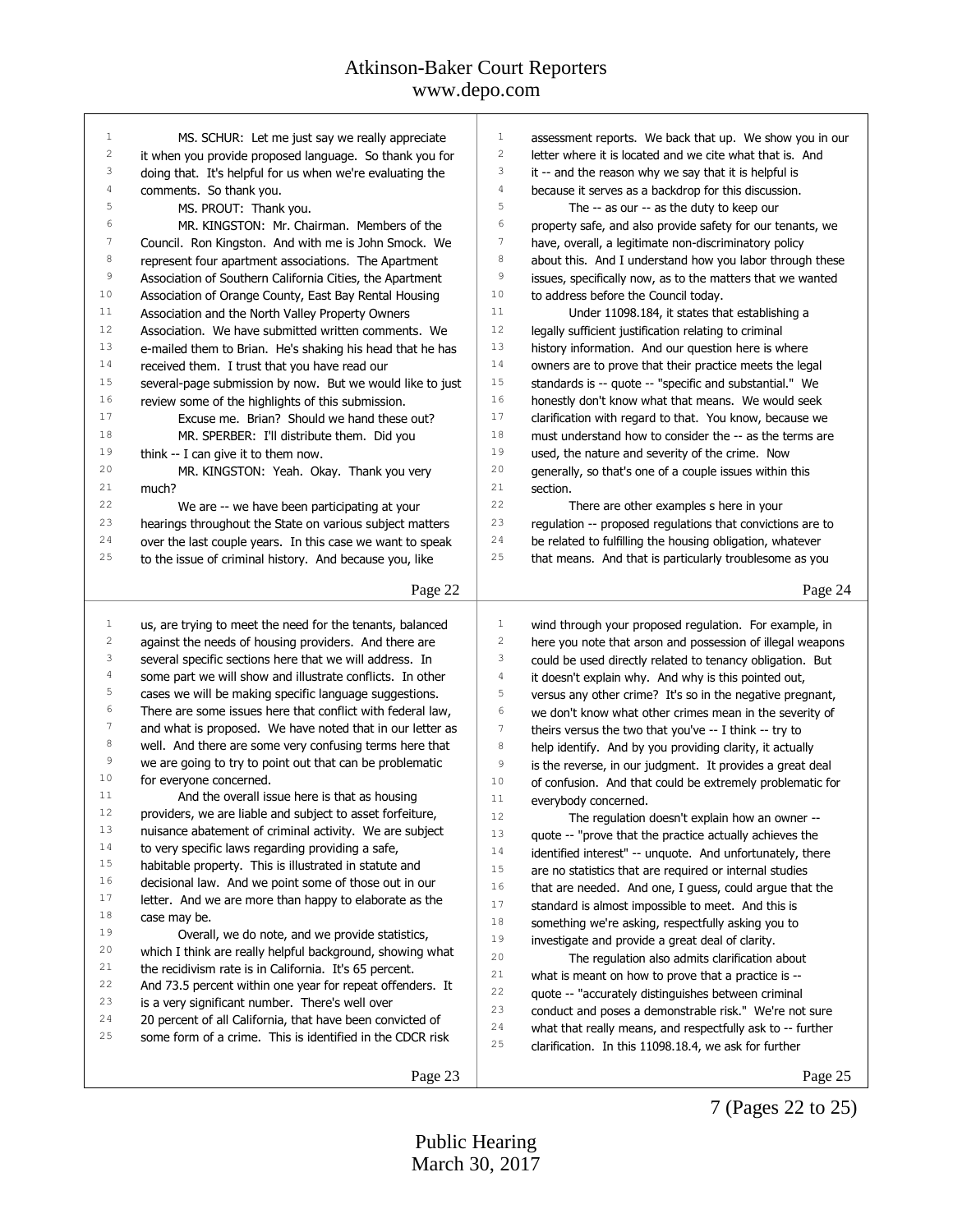MS. SCHUR: Let me just say we really appreciate it when you provide proposed language. So thank you for doing that. It's helpful for us when we're evaluating the comments. So thank you.

MS. PROUT: Thank you.

MR. KINGSTON: Mr. Chairman. Members of the Council. Ron Kingston. And with me is John Smock. We represent four apartment associations. The Apartment Association of Southern California Cities, the Apartment Association of Orange County, East Bay Rental Housing Association and the North Valley Property Owners Association. We have submitted written comments. We e-mailed them to Brian. He's shaking his head that he has received them. I trust that you have read our several-page submission by now. But we would like to just review some of the highlights of this submission.

Excuse me. Brian? Should we hand these out?

MR. SPERBER: I'll distribute them. Did you think -- I can give it to them now.

MR. KINGSTON: Yeah. Okay. Thank you very much?

We are -- we have been participating at your hearings throughout the State on various subject matters over the last couple years. In this case we want to speak to the issue of criminal history. And because you, like us, are trying to meet the need for the tenants, balanced against the needs of housing providers. And there are several specific sections here that we will address. In some part we will show and illustrate conflicts. In other cases we will be making specific language suggestions. There are some issues here that conflict with federal law, and what is proposed. We have noted that in our letter as well. And there are some very confusing terms here that we are going to try to point out that can be problematic for everyone concerned.

And the overall issue here is that as housing providers, we are liable and subject to asset forfeiture, nuisance abatement of criminal activity. We are subject to very specific laws regarding providing a safe, habitable property. This is illustrated in statute and decisional law. And we point some of those out in our letter. And we are more than happy to elaborate as the case may be.

Overall, we do note, and we provide statistics, which I think are really helpful background, showing what the recidivism rate is in California. It's 65 percent. And 73.5 percent within one year for repeat offenders. It is a very significant number. There's well over 20 percent of all California, that have been convicted of some form of a crime. This is identified in the CDCR risk assessment reports. We back that up. We show you in our letter where it is located and we cite what that is. And it -- and the reason why we say that it is helpful is because it serves as a backdrop for this discussion.

The -- as our -- as the duty to keep our property safe, and also provide safety for our tenants, we have, overall, a legitimate non-discriminatory policy about this. And I understand how you labor through these issues, specifically now, as to the matters that we wanted to address before the Council today.

Under 11098.184, it states that establishing a legally sufficient justification relating to criminal history information. And our question here is where owners are to prove that their practice meets the legal standards is -- quote -- "specific and substantial." We honestly don't know what that means. We would seek clarification with regard to that. You know, because we must understand how to consider the -- as the terms are used, the nature and severity of the crime. Now generally, so that's one of a couple issues within this section.

There are other examples s here in your regulation -- proposed regulations that convictions are to be related to fulfilling the housing obligation, whatever that means. And that is particularly troublesome as you wind through your proposed regulation. For example, in here you note that arson and possession of illegal weapons could be used directly related to tenancy obligation. But it doesn't explain why. And why is this pointed out, versus any other crime? It's so in the negative pregnant, we don't know what other crimes mean in the severity of theirs versus the two that you've -- I think -- try to help identify. And by you providing clarity, it actually is the reverse, in our judgment. It provides a great deal of confusion. And that could be extremely problematic for everybody concerned.

The regulation doesn't explain how an owner -- quote -- "prove that the practice actually achieves the identified interest" -- unquote. And unfortunately, there are no statistics that are required or internal studies that are needed. And one, I guess, could argue that the standard is almost impossible to meet. And this is something we're asking, respectfully asking you to investigate and provide a great deal of clarity.

The regulation also admits clarification about what is meant on how to prove that a practice is -- quote -- "accurately distinguishes between criminal conduct and poses a demonstrable risk." We're not sure what that really means, and respectfully ask to -- further clarification. In this 11098.18.4, we ask for further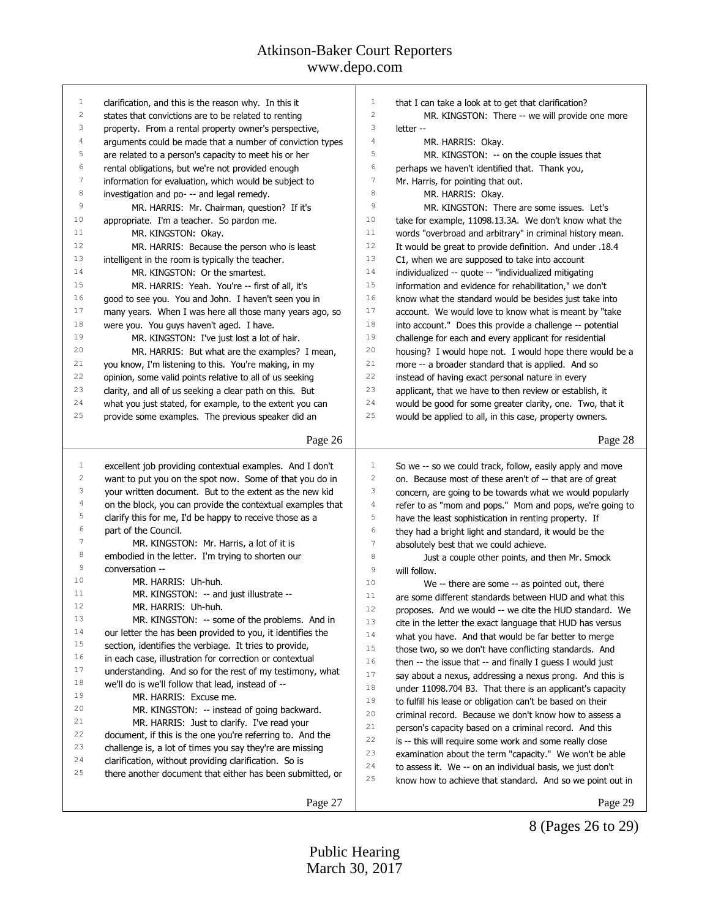clarification, and this is the reason why. In this it states that convictions are to be related to renting property. From a rental property owner's perspective, arguments could be made that a number of conviction types are related to a person's capacity to meet his or her rental obligations, but we're not provided enough information for evaluation, which would be subject to investigation and po- -- and legal remedy.

MR. HARRIS: Mr. Chairman, question? If it's appropriate. I'm a teacher. So pardon me.

MR. KINGSTON: Okay.

MR. HARRIS: Because the person who is least intelligent in the room is typically the teacher.

MR. KINGSTON: Or the smartest.

MR. HARRIS: Yeah. You're -- first of all, it's good to see you. You and John. I haven't seen you in many years. When I was here all those many years ago, so were you. You guys haven't aged. I have.

MR. KINGSTON: I've just lost a lot of hair.

MR. HARRIS: But what are the examples? I mean, you know, I'm listening to this. You're making, in my opinion, some valid points relative to all of us seeking clarity, and all of us seeking a clear path on this. But what you just stated, for example, to the extent you can provide some examples. The previous speaker did an excellent job providing contextual examples. And I don't want to put you on the spot now. Some of that you do in your written document. But to the extent as the new kid on the block, you can provide the contextual examples that clarify this for me, I'd be happy to receive those as a part of the Council.

MR. KINGSTON: Mr. Harris, a lot of it is embodied in the letter. I'm trying to shorten our conversation --

MR. HARRIS: Uh-huh.

MR. KINGSTON: -- and just illustrate --

MR. HARRIS: Uh-huh.

MR. KINGSTON: -- some of the problems. And in our letter the has been provided to you, it identifies the section, identifies the verbiage. It tries to provide, in each case, illustration for correction or contextual understanding. And so for the rest of my testimony, what we'll do is we'll follow that lead, instead of --

MR. HARRIS: Excuse me.

MR. KINGSTON: -- instead of going backward.

MR. HARRIS: Just to clarify. I've read your document, if this is the one you're referring to. And the challenge is, a lot of times you say they're are missing clarification, without providing clarification. So is there another document that either has been submitted, or that I can take a look at to get that clarification?

MR. KINGSTON: There -- we will provide one more letter --

MR. HARRIS: Okay.

MR. KINGSTON: -- on the couple issues that perhaps we haven't identified that. Thank you, Mr. Harris, for pointing that out.

MR. HARRIS: Okay.

MR. KINGSTON: There are some issues. Let's take for example, 11098.13.3A. We don't know what the words "overbroad and arbitrary" in criminal history mean. It would be great to provide definition. And under .18.4 C1, when we are supposed to take into account individualized -- quote -- "individualized mitigating information and evidence for rehabilitation," we don't know what the standard would be besides just take into account. We would love to know what is meant by "take into account." Does this provide a challenge -- potential challenge for each and every applicant for residential housing? I would hope not. I would hope there would be a more -- a broader standard that is applied. And so instead of having exact personal nature in every applicant, that we have to then review or establish, it would be good for some greater clarity, one. Two, that it would be applied to all, in this case, property owners. So we -- so we could track, follow, easily apply and move on. Because most of these aren't of -- that are of great concern, are going to be towards what we would popularly refer to as "mom and pops." Mom and pops, we're going to have the least sophistication in renting property. If they had a bright light and standard, it would be the absolutely best that we could achieve.

Just a couple other points, and then Mr. Smock will follow.

We -- there are some -- as pointed out, there are some different standards between HUD and what this proposes. And we would -- we cite the HUD standard. We cite in the letter the exact language that HUD has versus what you have. And that would be far better to merge those two, so we don't have conflicting standards. And then -- the issue that -- and finally I guess I would just say about a nexus, addressing a nexus prong. And this is under 11098.704 B3. That there is an applicant's capacity to fulfill his lease or obligation can't be based on their criminal record. Because we don't know how to assess a person's capacity based on a criminal record. And this is -- this will require some work and some really close examination about the term "capacity." We won't be able to assess it. We -- on an individual basis, we just don't know how to achieve that standard. And so we point out in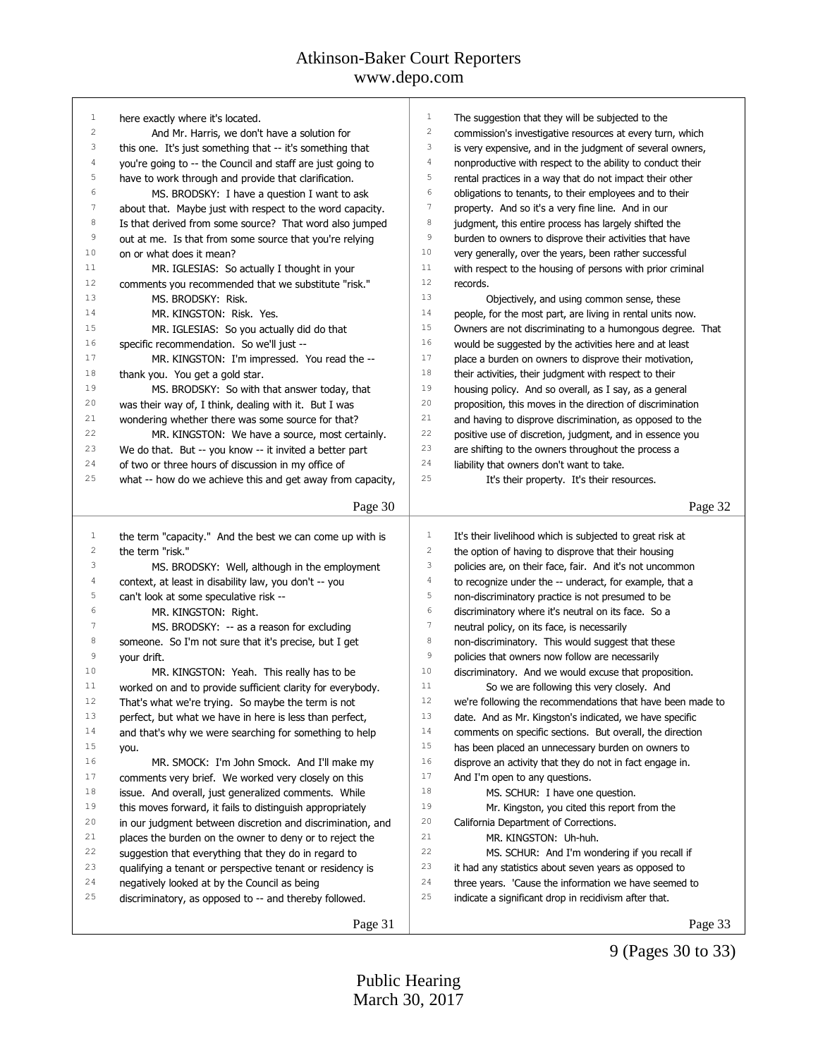here exactly where it's located.

And Mr. Harris, we don't have a solution for this one. It's just something that -- it's something that you're going to -- the Council and staff are just going to have to work through and provide that clarification.

MS. BRODSKY: I have a question I want to ask about that. Maybe just with respect to the word capacity. Is that derived from some source? That word also jumped out at me. Is that from some source that you're relying on or what does it mean?

MR. IGLESIAS: So actually I thought in your comments you recommended that we substitute "risk."

MS. BRODSKY: Risk.

MR. KINGSTON: Risk. Yes.

MR. IGLESIAS: So you actually did do that specific recommendation. So we'll just --

MR. KINGSTON: I'm impressed. You read the -- thank you. You get a gold star.

MS. BRODSKY: So with that answer today, that was their way of, I think, dealing with it. But I was wondering whether there was some source for that?

MR. KINGSTON: We have a source, most certainly. We do that. But -- you know -- it invited a better part of two or three hours of discussion in my office of what -- how do we achieve this and get away from capacity, the term "capacity." And the best we can come up with is the term "risk."

MS. BRODSKY: Well, although in the employment context, at least in disability law, you don't -- you can't look at some speculative risk --

MR. KINGSTON: Right.

MS. BRODSKY: -- as a reason for excluding someone. So I'm not sure that it's precise, but I get your drift.

MR. KINGSTON: Yeah. This really has to be worked on and to provide sufficient clarity for everybody. That's what we're trying. So maybe the term is not perfect, but what we have in here is less than perfect, and that's why we were searching for something to help you.

MR. SMOCK: I'm John Smock. And I'll make my comments very brief. We worked very closely on this issue. And overall, just generalized comments. While this moves forward, it fails to distinguish appropriately in our judgment between discretion and discrimination, and places the burden on the owner to deny or to reject the suggestion that everything that they do in regard to qualifying a tenant or perspective tenant or residency is negatively looked at by the Council as being discriminatory, as opposed to -- and thereby followed.

The suggestion that they will be subjected to the commission's investigative resources at every turn, which is very expensive, and in the judgment of several owners, nonproductive with respect to the ability to conduct their rental practices in a way that do not impact their other obligations to tenants, to their employees and to their property. And so it's a very fine line. And in our judgment, this entire process has largely shifted the burden to owners to disprove their activities that have very generally, over the years, been rather successful with respect to the housing of persons with prior criminal records.

Objectively, and using common sense, these people, for the most part, are living in rental units now. Owners are not discriminating to a humongous degree. That would be suggested by the activities here and at least place a burden on owners to disprove their motivation, their activities, their judgment with respect to their housing policy. And so overall, as I say, as a general proposition, this moves in the direction of discrimination and having to disprove discrimination, as opposed to the positive use of discretion, judgment, and in essence you are shifting to the owners throughout the process a liability that owners don't want to take.

It's their property. It's their resources. It's their livelihood which is subjected to great risk at the option of having to disprove that their housing policies are, on their face, fair. And it's not uncommon to recognize under the -- underact, for example, that a non-discriminatory practice is not presumed to be discriminatory where it's neutral on its face. So a neutral policy, on its face, is necessarily non-discriminatory. This would suggest that these policies that owners now follow are necessarily discriminatory. And we would excuse that proposition.

So we are following this very closely. And we're following the recommendations that have been made to date. And as Mr. Kingston's indicated, we have specific comments on specific sections. But overall, the direction has been placed an unnecessary burden on owners to disprove an activity that they do not in fact engage in. And I'm open to any questions.

MS. SCHUR: I have one question.

Mr. Kingston, you cited this report from the California Department of Corrections.

MR. KINGSTON: Uh-huh.

MS. SCHUR: And I'm wondering if you recall if it had any statistics about seven years as opposed to three years. 'Cause the information we have seemed to indicate a significant drop in recidivism after that.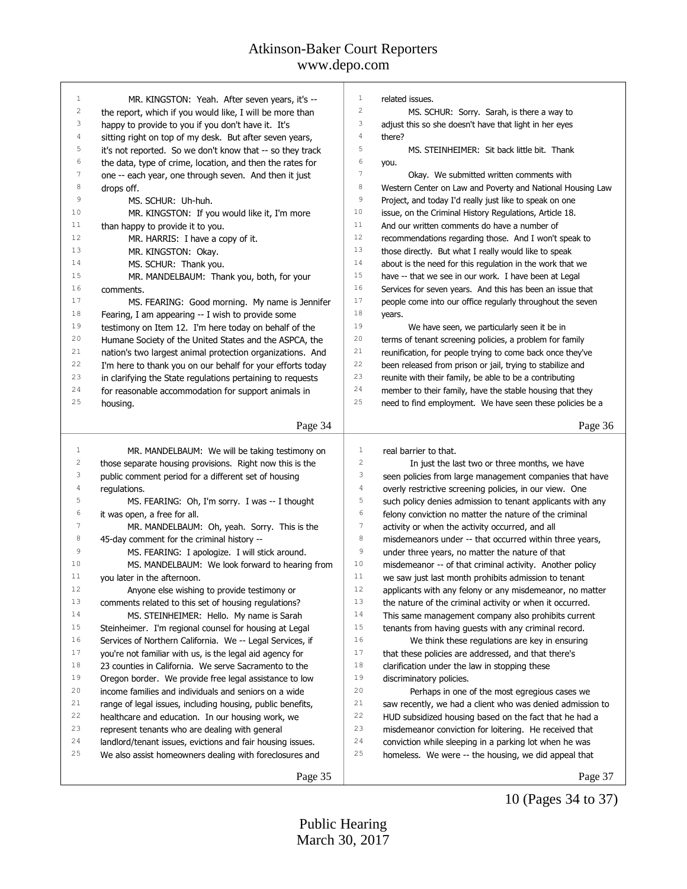MR. KINGSTON: Yeah. After seven years, it's -- the report, which if you would like, I will be more than happy to provide to you if you don't have it. It's sitting right on top of my desk. But after seven years, it's not reported. So we don't know that -- so they track the data, type of crime, location, and then the rates for one -- each year, one through seven. And then it just drops off.

MS. SCHUR: Uh-huh.

MR. KINGSTON: If you would like it, I'm more than happy to provide it to you.

MR. HARRIS: I have a copy of it.

MR. KINGSTON: Okay.

MS. SCHUR: Thank you.

MR. MANDELBAUM: Thank you, both, for your comments.

MS. FEARING: Good morning. My name is Jennifer Fearing, I am appearing -- I wish to provide some testimony on Item 12. I'm here today on behalf of the Humane Society of the United States and the ASPCA, the nation's two largest animal protection organizations. And I'm here to thank you on our behalf for your efforts today in clarifying the State regulations pertaining to requests for reasonable accommodation for support animals in housing.

MR. MANDELBAUM: We will be taking testimony on those separate housing provisions. Right now this is the public comment period for a different set of housing regulations.

MS. FEARING: Oh, I'm sorry. I was -- I thought it was open, a free for all.

MR. MANDELBAUM: Oh, yeah. Sorry. This is the 45-day comment for the criminal history --

MS. FEARING: I apologize. I will stick around.

MS. MANDELBAUM: We look forward to hearing from you later in the afternoon.

Anyone else wishing to provide testimony or comments related to this set of housing regulations?

MS. STEINHEIMER: Hello. My name is Sarah Steinheimer. I'm regional counsel for housing at Legal Services of Northern California. We -- Legal Services, if you're not familiar with us, is the legal aid agency for 23 counties in California. We serve Sacramento to the Oregon border. We provide free legal assistance to low income families and individuals and seniors on a wide range of legal issues, including housing, public benefits, healthcare and education. In our housing work, we represent tenants who are dealing with general landlord/tenant issues, evictions and fair housing issues. We also assist homeowners dealing with foreclosures and related issues.

MS. SCHUR: Sorry. Sarah, is there a way to adjust this so she doesn't have that light in her eyes there?

MS. STEINHEIMER: Sit back little bit. Thank you.

Okay. We submitted written comments with Western Center on Law and Poverty and National Housing Law Project, and today I'd really just like to speak on one issue, on the Criminal History Regulations, Article 18. And our written comments do have a number of recommendations regarding those. And I won't speak to those directly. But what I really would like to speak about is the need for this regulation in the work that we have -- that we see in our work. I have been at Legal Services for seven years. And this has been an issue that people come into our office regularly throughout the seven years.

We have seen, we particularly seen it be in terms of tenant screening policies, a problem for family reunification, for people trying to come back once they've been released from prison or jail, trying to stabilize and reunite with their family, be able to be a contributing member to their family, have the stable housing that they need to find employment. We have seen these policies be a real barrier to that.

In just the last two or three months, we have seen policies from large management companies that have overly restrictive screening policies, in our view. One such policy denies admission to tenant applicants with any felony conviction no matter the nature of the criminal activity or when the activity occurred, and all misdemeanors under -- that occurred within three years, under three years, no matter the nature of that misdemeanor -- of that criminal activity. Another policy we saw just last month prohibits admission to tenant applicants with any felony or any misdemeanor, no matter the nature of the criminal activity or when it occurred. This same management company also prohibits current tenants from having guests with any criminal record.

We think these regulations are key in ensuring that these policies are addressed, and that there's clarification under the law in stopping these discriminatory policies.

Perhaps in one of the most egregious cases we saw recently, we had a client who was denied admission to HUD subsidized housing based on the fact that he had a misdemeanor conviction for loitering. He received that conviction while sleeping in a parking lot when he was homeless. We were -- the housing, we did appeal that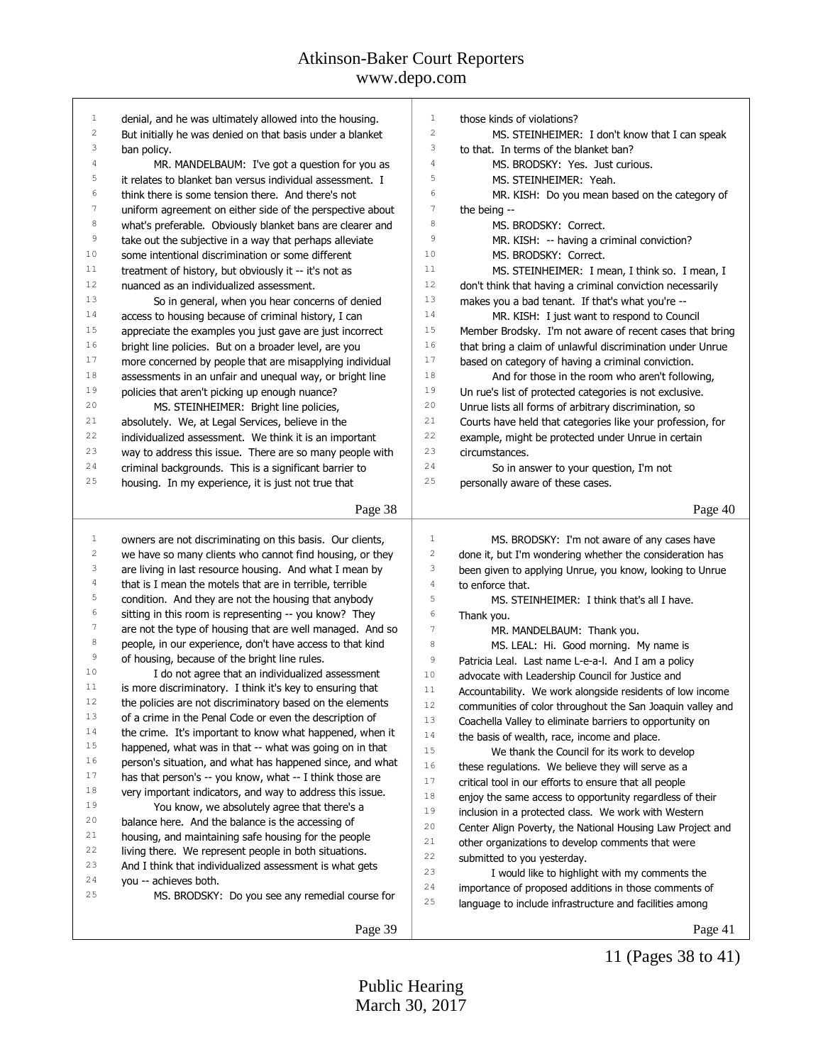denial, and he was ultimately allowed into the housing. But initially he was denied on that basis under a blanket ban policy.

MR. MANDELBAUM: I've got a question for you as it relates to blanket ban versus individual assessment. I think there is some tension there. And there's not uniform agreement on either side of the perspective about what's preferable. Obviously blanket bans are clearer and take out the subjective in a way that perhaps alleviate some intentional discrimination or some different treatment of history, but obviously it -- it's not as nuanced as an individualized assessment.

So in general, when you hear concerns of denied access to housing because of criminal history, I can appreciate the examples you just gave are just incorrect bright line policies. But on a broader level, are you more concerned by people that are misapplying individual assessments in an unfair and unequal way, or bright line policies that aren't picking up enough nuance?

MS. STEINHEIMER: Bright line policies, absolutely. We, at Legal Services, believe in the individualized assessment. We think it is an important way to address this issue. There are so many people with criminal backgrounds. This is a significant barrier to housing. In my experience, it is just not true that owners are not discriminating on this basis. Our clients, we have so many clients who cannot find housing, or they are living in last resource housing. And what I mean by that is I mean the motels that are in terrible, terrible condition. And they are not the housing that anybody sitting in this room is representing -- you know? They are not the type of housing that are well managed. And so people, in our experience, don't have access to that kind of housing, because of the bright line rules.

I do not agree that an individualized assessment is more discriminatory. I think it's key to ensuring that the policies are not discriminatory based on the elements of a crime in the Penal Code or even the description of the crime. It's important to know what happened, when it happened, what was in that -- what was going on in that person's situation, and what has happened since, and what has that person's -- you know, what -- I think those are very important indicators, and way to address this issue.

You know, we absolutely agree that there's a balance here. And the balance is the accessing of housing, and maintaining safe housing for the people living there. We represent people in both situations. And I think that individualized assessment is what gets you -- achieves both.

MS. BRODSKY: Do you see any remedial course for those kinds of violations?

MS. STEINHEIMER: I don't know that I can speak to that. In terms of the blanket ban?

MS. BRODSKY: Yes. Just curious.

MS. STEINHEIMER: Yeah.

MR. KISH: Do you mean based on the category of the being --

MS. BRODSKY: Correct.

MR. KISH: -- having a criminal conviction?

MS. BRODSKY: Correct.

MS. STEINHEIMER: I mean, I think so. I mean, I don't think that having a criminal conviction necessarily makes you a bad tenant. If that's what you're --

MR. KISH: I just want to respond to Council Member Brodsky. I'm not aware of recent cases that bring that bring a claim of unlawful discrimination under Unrue based on category of having a criminal conviction.

And for those in the room who aren't following, Un rue's list of protected categories is not exclusive. Unrue lists all forms of arbitrary discrimination, so Courts have held that categories like your profession, for example, might be protected under Unrue in certain circumstances.

So in answer to your question, I'm not personally aware of these cases.

MS. BRODSKY: I'm not aware of any cases have done it, but I'm wondering whether the consideration has been given to applying Unrue, you know, looking to Unrue to enforce that.

MS. STEINHEIMER: I think that's all I have. Thank you.

MR. MANDELBAUM: Thank you.

MS. LEAL: Hi. Good morning. My name is Patricia Leal. Last name L-e-a-l. And I am a policy advocate with Leadership Council for Justice and Accountability. We work alongside residents of low income communities of color throughout the San Joaquin valley and Coachella Valley to eliminate barriers to opportunity on the basis of wealth, race, income and place.

We thank the Council for its work to develop these regulations. We believe they will serve as a critical tool in our efforts to ensure that all people enjoy the same access to opportunity regardless of their inclusion in a protected class. We work with Western Center Align Poverty, the National Housing Law Project and other organizations to develop comments that were submitted to you yesterday.

I would like to highlight with my comments the importance of proposed additions in those comments of language to include infrastructure and facilities among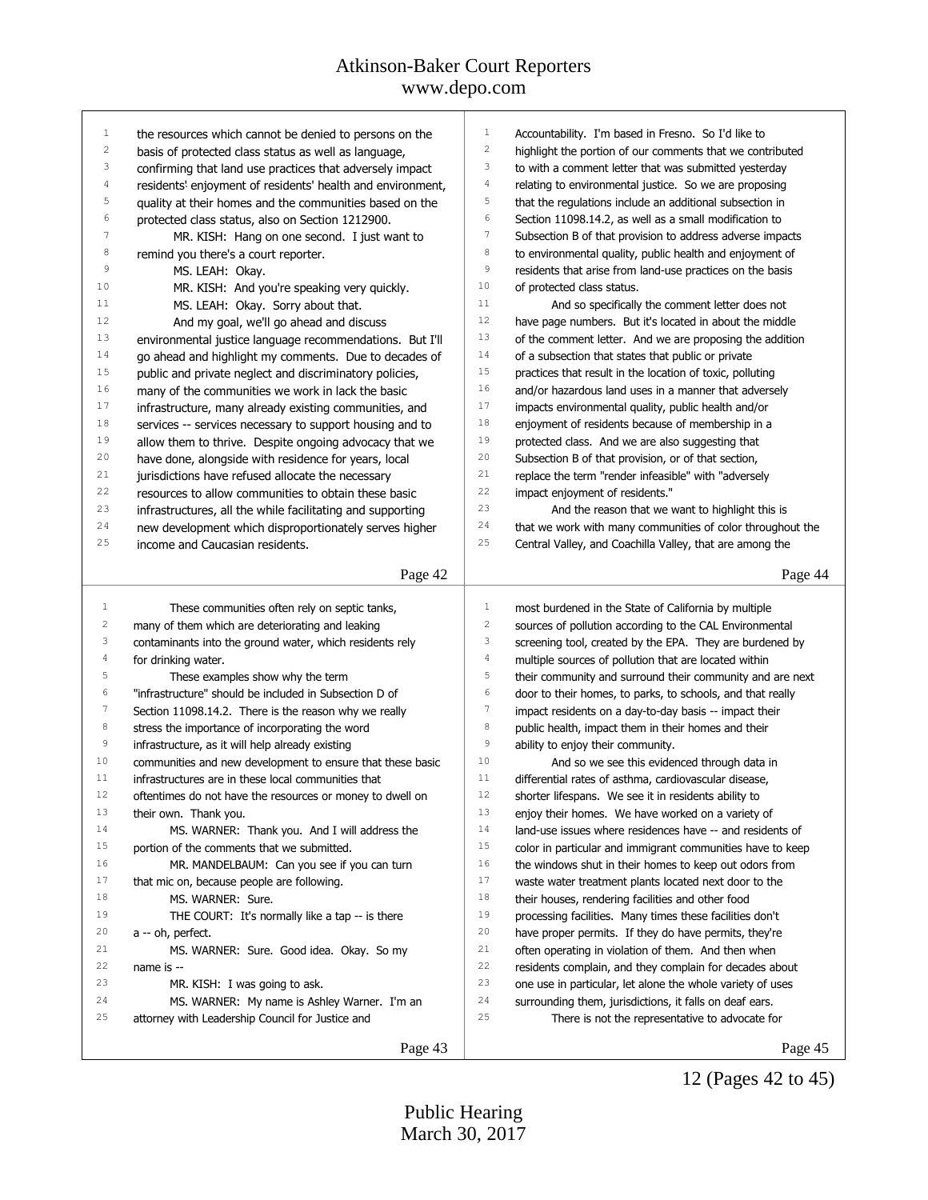the resources which cannot be denied to persons on the basis of protected class status as well as language, confirming that land use practices that adversely impact residents' enjoyment of residents' health and environment, quality at their homes and the communities based on the protected class status, also on Section 1212900.

MR. KISH: Hang on one second. I just want to remind you there's a court reporter.

MS. LEAH: Okay.

MR. KISH: And you're speaking very quickly.

MS. LEAH: Okay. Sorry about that.

And my goal, we'll go ahead and discuss environmental justice language recommendations. But I'll go ahead and highlight my comments. Due to decades of public and private neglect and discriminatory policies, many of the communities we work in lack the basic infrastructure, many already existing communities, and services -- services necessary to support housing and to allow them to thrive. Despite ongoing advocacy that we have done, alongside with residence for years, local jurisdictions have refused allocate the necessary resources to allow communities to obtain these basic infrastructures, all the while facilitating and supporting new development which disproportionately serves higher income and Caucasian residents.

These communities often rely on septic tanks, many of them which are deteriorating and leaking contaminants into the ground water, which residents rely for drinking water.

These examples show why the term "infrastructure" should be included in Subsection D of Section 11098.14.2. There is the reason why we really stress the importance of incorporating the word infrastructure, as it will help already existing communities and new development to ensure that these basic infrastructures are in these local communities that oftentimes do not have the resources or money to dwell on their own. Thank you.

MS. WARNER: Thank you. And I will address the portion of the comments that we submitted.

MR. MANDELBAUM: Can you see if you can turn that mic on, because people are following.

MS. WARNER: Sure.

THE COURT: It's normally like a tap -- is there a -- oh, perfect.

MS. WARNER: Sure. Good idea. Okay. So my name is --

MR. KISH: I was going to ask.

MS. WARNER: My name is Ashley Warner. I'm an attorney with Leadership Council for Justice and Accountability. I'm based in Fresno. So I'd like to highlight the portion of our comments that we contributed to with a comment letter that was submitted yesterday relating to environmental justice. So we are proposing that the regulations include an additional subsection in Section 11098.14.2, as well as a small modification to Subsection B of that provision to address adverse impacts to environmental quality, public health and enjoyment of residents that arise from land-use practices on the basis of protected class status.

And so specifically the comment letter does not have page numbers. But it's located in about the middle of the comment letter. And we are proposing the addition of a subsection that states that public or private practices that result in the location of toxic, polluting and/or hazardous land uses in a manner that adversely impacts environmental quality, public health and/or enjoyment of residents because of membership in a protected class. And we are also suggesting that Subsection B of that provision, or of that section, replace the term "render infeasible" with "adversely impact enjoyment of residents."

And the reason that we want to highlight this is that we work with many communities of color throughout the Central Valley, and Coachilla Valley, that are among the most burdened in the State of California by multiple sources of pollution according to the CAL Environmental screening tool, created by the EPA. They are burdened by multiple sources of pollution that are located within their community and surround their community and are next door to their homes, to parks, to schools, and that really impact residents on a day-to-day basis -- impact their public health, impact them in their homes and their ability to enjoy their community.

And so we see this evidenced through data in differential rates of asthma, cardiovascular disease, shorter lifespans. We see it in residents ability to enjoy their homes. We have worked on a variety of land-use issues where residences have -- and residents of color in particular and immigrant communities have to keep the windows shut in their homes to keep out odors from waste water treatment plants located next door to their houses, rendering facilities and other food processing facilities. Many times these facilities don't have proper permits. If they do have permits, they're often operating in violation of them. And then when residents complain, and they complain for decades about one use in particular, let alone the whole variety of uses surrounding them, jurisdictions, it falls on deaf ears.

There is not the representative to advocate for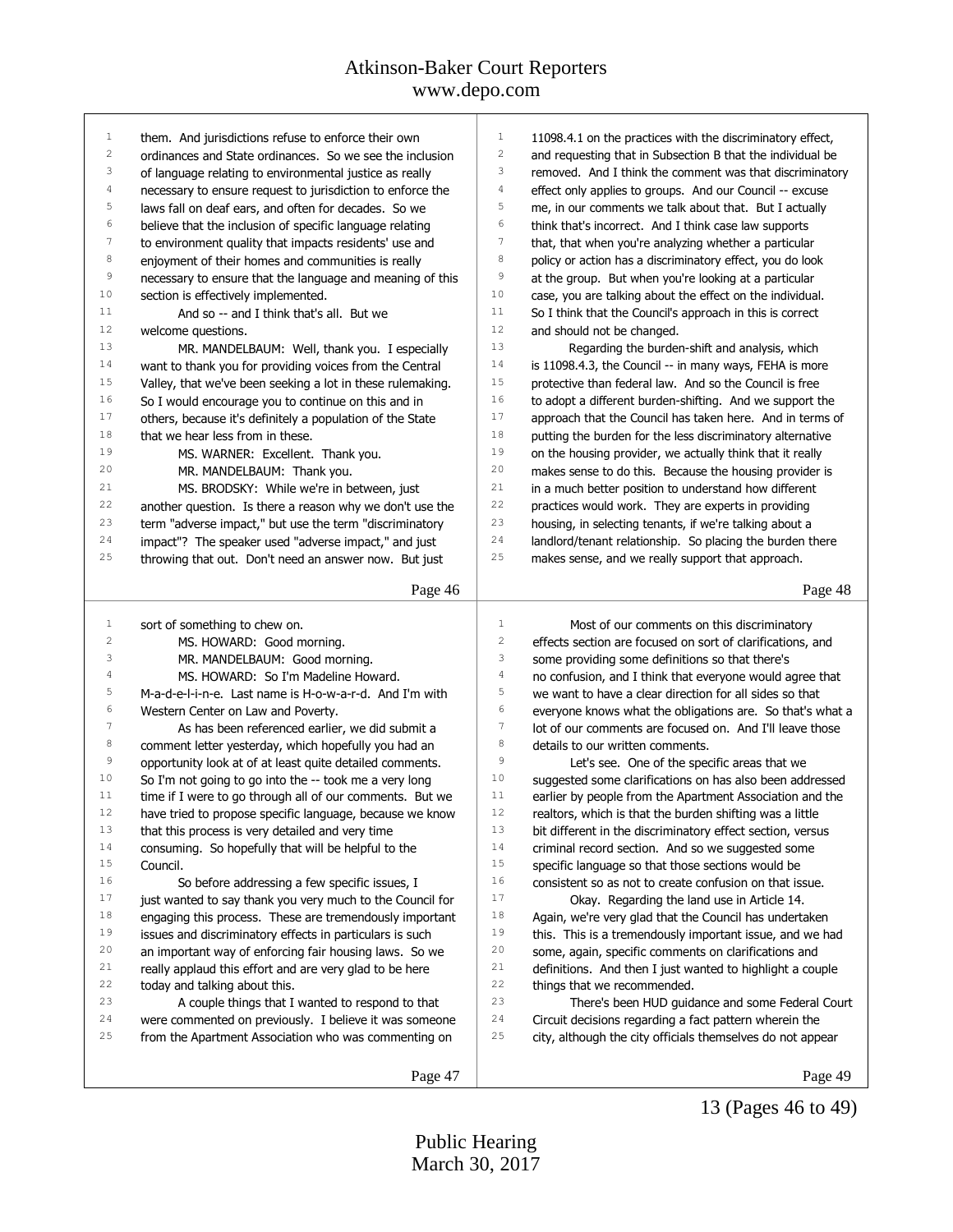them. And jurisdictions refuse to enforce their own ordinances and State ordinances. So we see the inclusion of language relating to environmental justice as really necessary to ensure request to jurisdiction to enforce the laws fall on deaf ears, and often for decades. So we believe that the inclusion of specific language relating to environment quality that impacts residents' use and enjoyment of their homes and communities is really necessary to ensure that the language and meaning of this section is effectively implemented.

And so -- and I think that's all. But we welcome questions.

MR. MANDELBAUM: Well, thank you. I especially want to thank you for providing voices from the Central Valley, that we've been seeking a lot in these rulemaking. So I would encourage you to continue on this and in others, because it's definitely a population of the State that we hear less from in these.

MS. WARNER: Excellent. Thank you.

MR. MANDELBAUM: Thank you.

MS. BRODSKY: While we're in between, just another question. Is there a reason why we don't use the term "adverse impact," but use the term "discriminatory impact"? The speaker used "adverse impact," and just throwing that out. Don't need an answer now. But just sort of something to chew on.

MS. HOWARD: Good morning.

MR. MANDELBAUM: Good morning.

MS. HOWARD: So I'm Madeline Howard. M-a-d-e-l-i-n-e. Last name is H-o-w-a-r-d. And I'm with Western Center on Law and Poverty.

As has been referenced earlier, we did submit a comment letter yesterday, which hopefully you had an opportunity look at of at least quite detailed comments. So I'm not going to go into the -- took me a very long time if I were to go through all of our comments. But we have tried to propose specific language, because we know that this process is very detailed and very time consuming. So hopefully that will be helpful to the Council.

So before addressing a few specific issues, I just wanted to say thank you very much to the Council for engaging this process. These are tremendously important issues and discriminatory effects in particulars is such an important way of enforcing fair housing laws. So we really applaud this effort and are very glad to be here today and talking about this.

A couple things that I wanted to respond to that were commented on previously. I believe it was someone from the Apartment Association who was commenting on 11098.4.1 on the practices with the discriminatory effect, and requesting that in Subsection B that the individual be removed. And I think the comment was that discriminatory effect only applies to groups. And our Council -- excuse me, in our comments we talk about that. But I actually think that's incorrect. And I think case law supports that, that when you're analyzing whether a particular policy or action has a discriminatory effect, you do look at the group. But when you're looking at a particular case, you are talking about the effect on the individual. So I think that the Council's approach in this is correct and should not be changed.

Regarding the burden-shift and analysis, which is 11098.4.3, the Council -- in many ways, FEHA is more protective than federal law. And so the Council is free to adopt a different burden-shifting. And we support the approach that the Council has taken here. And in terms of putting the burden for the less discriminatory alternative on the housing provider, we actually think that it really makes sense to do this. Because the housing provider is in a much better position to understand how different practices would work. They are experts in providing housing, in selecting tenants, if we're talking about a landlord/tenant relationship. So placing the burden there makes sense, and we really support that approach.

Most of our comments on this discriminatory effects section are focused on sort of clarifications, and some providing some definitions so that there's no confusion, and I think that everyone would agree that we want to have a clear direction for all sides so that everyone knows what the obligations are. So that's what a lot of our comments are focused on. And I'll leave those details to our written comments.

Let's see. One of the specific areas that we suggested some clarifications on has also been addressed earlier by people from the Apartment Association and the realtors, which is that the burden shifting was a little bit different in the discriminatory effect section, versus criminal record section. And so we suggested some specific language so that those sections would be consistent so as not to create confusion on that issue.

Okay. Regarding the land use in Article 14. Again, we're very glad that the Council has undertaken this. This is a tremendously important issue, and we had some, again, specific comments on clarifications and definitions. And then I just wanted to highlight a couple things that we recommended.

There's been HUD guidance and some Federal Court Circuit decisions regarding a fact pattern wherein the city, although the city officials themselves do not appear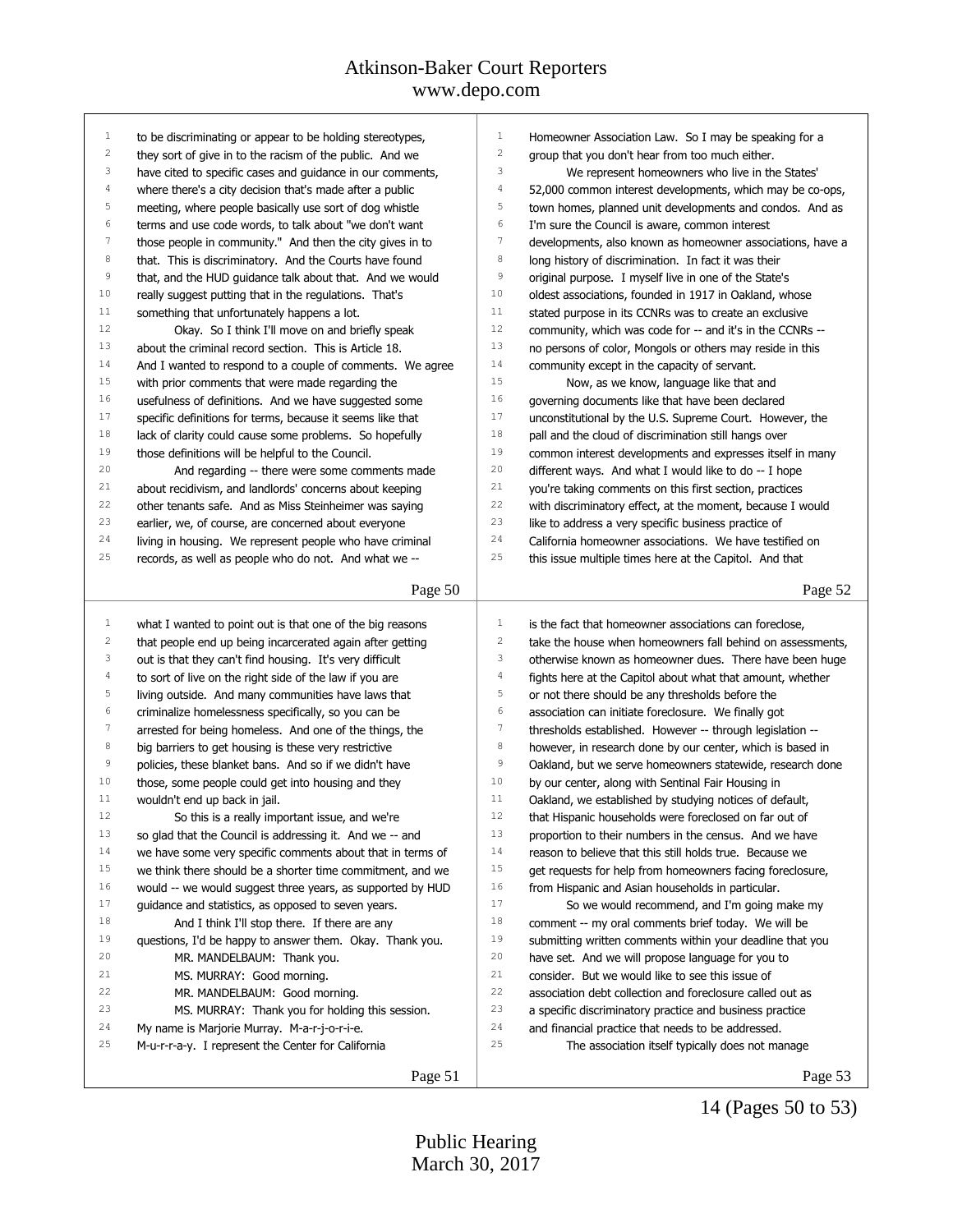to be discriminating or appear to be holding stereotypes, they sort of give in to the racism of the public. And we have cited to specific cases and guidance in our comments, where there's a city decision that's made after a public meeting, where people basically use sort of dog whistle terms and use code words, to talk about "we don't want those people in community." And then the city gives in to that. This is discriminatory. And the Courts have found that, and the HUD guidance talk about that. And we would really suggest putting that in the regulations. That's something that unfortunately happens a lot.

Okay. So I think I'll move on and briefly speak about the criminal record section. This is Article 18. And I wanted to respond to a couple of comments. We agree with prior comments that were made regarding the usefulness of definitions. And we have suggested some specific definitions for terms, because it seems like that lack of clarity could cause some problems. So hopefully those definitions will be helpful to the Council.

And regarding -- there were some comments made about recidivism, and landlords' concerns about keeping other tenants safe. And as Miss Steinheimer was saying earlier, we, of course, are concerned about everyone living in housing. We represent people who have criminal records, as well as people who do not. And what we -- what I wanted to point out is that one of the big reasons that people end up being incarcerated again after getting out is that they can't find housing. It's very difficult to sort of live on the right side of the law if you are living outside. And many communities have laws that criminalize homelessness specifically, so you can be arrested for being homeless. And one of the things, the big barriers to get housing is these very restrictive policies, these blanket bans. And so if we didn't have those, some people could get into housing and they wouldn't end up back in jail.

So this is a really important issue, and we're so glad that the Council is addressing it. And we -- and we have some very specific comments about that in terms of we think there should be a shorter time commitment, and we would -- we would suggest three years, as supported by HUD guidance and statistics, as opposed to seven years.

And I think I'll stop there. If there are any questions, I'd be happy to answer them. Okay. Thank you.

MR. MANDELBAUM: Thank you.

MS. MURRAY: Good morning.

MR. MANDELBAUM: Good morning.

MS. MURRAY: Thank you for holding this session. My name is Marjorie Murray. M-a-r-j-o-r-i-e. M-u-r-r-a-y. I represent the Center for California Homeowner Association Law. So I may be speaking for a group that you don't hear from too much either.

We represent homeowners who live in the States' 52,000 common interest developments, which may be co-ops, town homes, planned unit developments and condos. And as I'm sure the Council is aware, common interest developments, also known as homeowner associations, have a long history of discrimination. In fact it was their original purpose. I myself live in one of the State's oldest associations, founded in 1917 in Oakland, whose stated purpose in its CCNRs was to create an exclusive community, which was code for -- and it's in the CCNRs -- no persons of color, Mongols or others may reside in this community except in the capacity of servant.

Now, as we know, language like that and governing documents like that have been declared unconstitutional by the U.S. Supreme Court. However, the pall and the cloud of discrimination still hangs over common interest developments and expresses itself in many different ways. And what I would like to do -- I hope you're taking comments on this first section, practices with discriminatory effect, at the moment, because I would like to address a very specific business practice of California homeowner associations. We have testified on this issue multiple times here at the Capitol. And that is the fact that homeowner associations can foreclose, take the house when homeowners fall behind on assessments, otherwise known as homeowner dues. There have been huge fights here at the Capitol about what that amount, whether or not there should be any thresholds before the association can initiate foreclosure. We finally got thresholds established. However -- through legislation -- however, in research done by our center, which is based in Oakland, but we serve homeowners statewide, research done by our center, along with Sentinal Fair Housing in Oakland, we established by studying notices of default, that Hispanic households were foreclosed on far out of proportion to their numbers in the census. And we have reason to believe that this still holds true. Because we get requests for help from homeowners facing foreclosure, from Hispanic and Asian households in particular.

So we would recommend, and I'm going make my comment -- my oral comments brief today. We will be submitting written comments within your deadline that you have set. And we will propose language for you to consider. But we would like to see this issue of association debt collection and foreclosure called out as a specific discriminatory practice and business practice and financial practice that needs to be addressed.

The association itself typically does not manage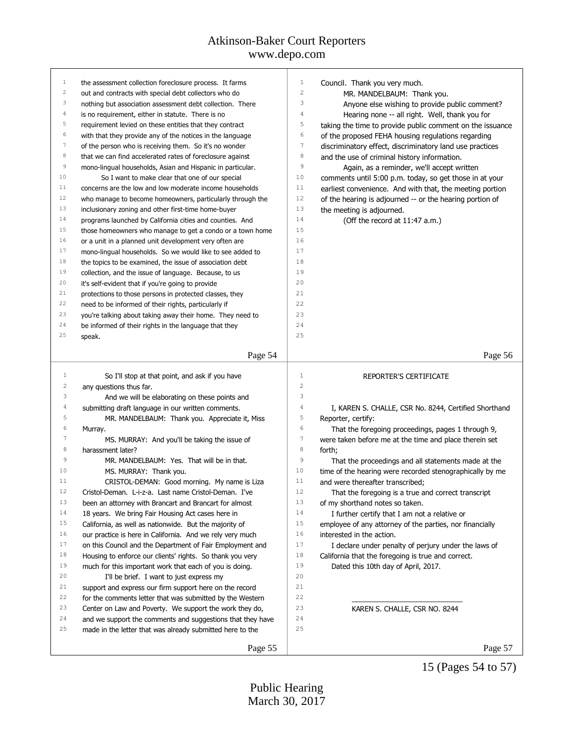the assessment collection foreclosure process. It farms out and contracts with special debt collectors who do nothing but association assessment debt collection. There is no requirement, either in statute. There is no requirement levied on these entities that they contract with that they provide any of the notices in the language of the person who is receiving them. So it's no wonder that we can find accelerated rates of foreclosure against mono-lingual households, Asian and Hispanic in particular.

So I want to make clear that one of our special concerns are the low and low moderate income households who manage to become homeowners, particularly through the inclusionary zoning and other first-time home-buyer programs launched by California cities and counties. And those homeowners who manage to get a condo or a town home or a unit in a planned unit development very often are mono-lingual households. So we would like to see added to the topics to be examined, the issue of association debt collection, and the issue of language. Because, to us it's self-evident that if you're going to provide protections to those persons in protected classes, they need to be informed of their rights, particularly if you're talking about taking away their home. They need to be informed of their rights in the language that they speak.

So I'll stop at that point, and ask if you have any questions thus far.

And we will be elaborating on these points and submitting draft language in our written comments.

MR. MANDELBAUM: Thank you. Appreciate it, Miss Murray.

MS. MURRAY: And you'll be taking the issue of harassment later?

MR. MANDELBAUM: Yes. That will be in that.

MS. MURRAY: Thank you.

CRISTOL-DEMAN: Good morning. My name is Liza Cristol-Deman. L-i-z-a. Last name Cristol-Deman. I've been an attorney with Brancart and Brancart for almost 18 years. We bring Fair Housing Act cases here in California, as well as nationwide. But the majority of our practice is here in California. And we rely very much on this Council and the Department of Fair Employment and Housing to enforce our clients' rights. So thank you very much for this important work that each of you is doing.

I'll be brief. I want to just express my support and express our firm support here on the record for the comments letter that was submitted by the Western Center on Law and Poverty. We support the work they do, and we support the comments and suggestions that they have made in the letter that was already submitted here to the Council. Thank you very much.

MR. MANDELBAUM: Thank you.

Anyone else wishing to provide public comment?

Hearing none -- all right. Well, thank you for taking the time to provide public comment on the issuance of the proposed FEHA housing regulations regarding discriminatory effect, discriminatory land use practices and the use of criminal history information.

Again, as a reminder, we'll accept written comments until 5:00 p.m. today, so get those in at your earliest convenience. And with that, the meeting portion of the hearing is adjourned -- or the hearing portion of the meeting is adjourned.

(Off the record at 11:47 a.m.)

## REPORTER'S CERTIFICATE

I, KAREN S. CHALLE, CSR No. 8244, Certified Shorthand Reporter, certify:

That the foregoing proceedings, pages 1 through 9, were taken before me at the time and place therein set forth;

That the proceedings and all statements made at the time of the hearing were recorded stenographically by me and were thereafter transcribed;

That the foregoing is a true and correct transcript of my shorthand notes so taken.

I further certify that I am not a relative or employee of any attorney of the parties, nor financially interested in the action.

I declare under penalty of perjury under the laws of California that the foregoing is true and correct.

Dated this 10th day of April, 2017.

\_\_\_\_\_\_\_\_\_\_\_\_\_\_\_\_\_\_\_\_\_\_\_\_\_\_\_\_

KAREN S. CHALLE, CSR NO. 8244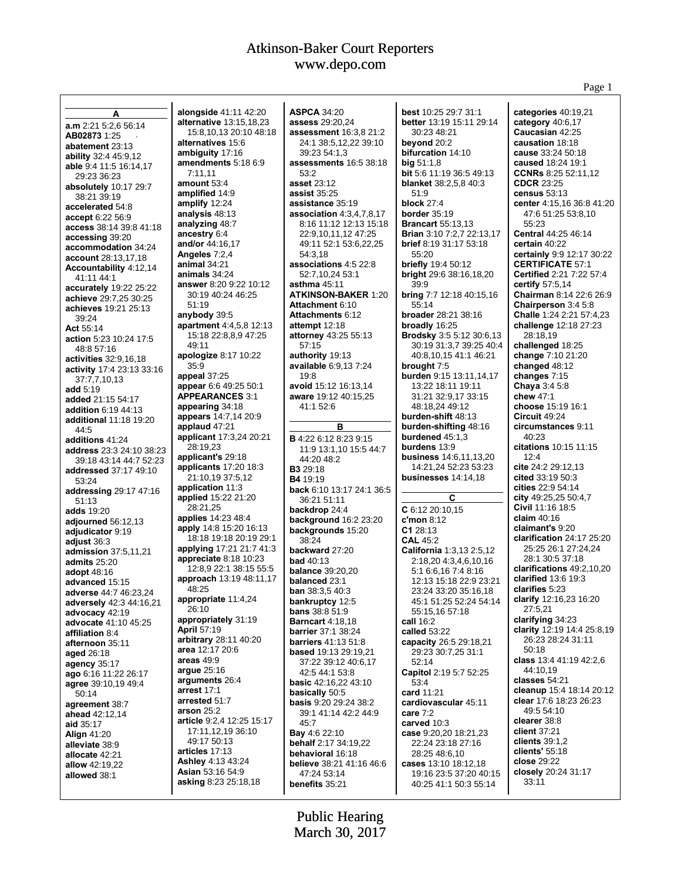**A**

**a.m** 2:21 5:2,6 56:14
**AB02873** 1:25
**abatement** 23:13
**ability** 32:4 45:9,12
**able** 9:4 11:5 16:14,17 29:23 36:23
**absolutely** 10:17 29:7 38:21 39:19
**accelerated** 54:8
**accept** 6:22 56:9
**access** 38:14 39:8 41:18
**accessing** 39:20
**accommodation** 34:24
**account** 28:13,17,18
**Accountability** 4:12,14 41:11 44:1
**accurately** 19:22 25:22
**achieve** 29:7,25 30:25
**achieves** 19:21 25:13 39:24
**Act** 55:14
**action** 5:23 10:24 17:5 48:8 57:16
**activities** 32:9,16,18
**activity** 17:4 23:13 33:16 37:7,7,10,13
**add** 5:19
**added** 21:15 54:17
**addition** 6:19 44:13
**additional** 11:18 19:20 44:5
**additions** 41:24
**address** 23:3 24:10 38:23 39:18 43:14 44:7 52:23
**addressed** 37:17 49:10 53:24
**addressing** 29:17 47:16 51:13
**adds** 19:20
**adjourned** 56:12,13
**adjudicator** 9:19
**adjust** 36:3
**admission** 37:5,11,21
**admits** 25:20
**adopt** 48:16
**advanced** 15:15
**adverse** 44:7 46:23,24
**adversely** 42:3 44:16,21
**advocacy** 42:19
**advocate** 41:10 45:25
**affiliation** 8:4
**afternoon** 35:11
**aged** 26:18
**agency** 35:17
**ago** 6:16 11:22 26:17
**agree** 39:10,19 49:4 50:14
**agreement** 38:7
**ahead** 42:12,14
**aid** 35:17
**Align** 41:20
**alleviate** 38:9
**allocate** 42:21
**allow** 42:19,22
**allowed** 38:1
**alongside** 41:11 42:20
**alternative** 13:15,18,23 15:8,10,13 20:10 48:18
**alternatives** 15:6
**ambiguity** 17:16
**amendments** 5:18 6:9 7:11,11
**amount** 53:4
**amplified** 14:9
**amplify** 12:24
**analysis** 48:13
**analyzing** 48:7
**ancestry** 6:4
**and/or** 44:16,17
**Angeles** 7:2,4
**animal** 34:21
**animals** 34:24
**answer** 8:20 9:22 10:12 30:19 40:24 46:25 51:19
**anybody** 39:5
**apartment** 4:4,5,8 12:13 15:18 22:8,8,9 47:25 49:11
**apologize** 8:17 10:22 35:9
**appeal** 37:25
**appear** 6:6 49:25 50:1
**APPEARANCES** 3:1
**appearing** 34:18
**appears** 14:7,14 20:9
**applaud** 47:21
**applicant** 17:3,24 20:21 28:19,23
**applicant's** 29:18
**applicants** 17:20 18:3 21:10,19 37:5,12
**application** 11:3
**applied** 15:22 21:20 28:21,25
**applies** 14:23 48:4
**apply** 14:8 15:20 16:13 18:18 19:18 20:19 29:1
**applying** 17:21 21:7 41:3
**appreciate** 8:18 10:23 12:8,9 22:1 38:15 55:5
**approach** 13:19 48:11,17 48:25
**appropriate** 11:4,24 26:10
**appropriately** 31:19
**April** 57:19
**arbitrary** 28:11 40:20
**area** 12:17 20:6
**areas** 49:9
**argue** 25:16
**arguments** 26:4
**arrest** 17:1
**arrested** 51:7
**arson** 25:2
**article** 9:2,4 12:25 15:17 17:11,12,19 36:10 49:17 50:13
**articles** 17:13
**Ashley** 4:13 43:24
**Asian** 53:16 54:9
**asking** 8:23 25:18,18
**ASPCA** 34:20
**assess** 29:20,24
**assessment** 16:3,8 21:2 24:1 38:5,12,22 39:10 39:23 54:1,3
**assessments** 16:5 38:18 53:2
**asset** 23:12
**assist** 35:25
**assistance** 35:19
**association** 4:3,4,7,8,17 8:16 11:12 12:13 15:18 22:9,10,11,12 47:25 49:11 52:1 53:6,22,25 54:3,18
**associations** 4:5 22:8 52:7,10,24 53:1
**asthma** 45:11
**ATKINSON-BAKER** 1:20
**Attachment** 6:10
**Attachments** 6:12
**attempt** 12:18
**attorney** 43:25 55:13 57:15
**authority** 19:13
**available** 6:9,13 7:24 19:8
**avoid** 15:12 16:13,14
**aware** 19:12 40:15,25 41:1 52:6

**B**

**B** 4:22 6:12 8:23 9:15 11:9 13:1,10 15:5 44:7 44:20 48:2
**B3** 29:18
**B4** 19:19
**back** 6:10 13:17 24:1 36:5 36:21 51:11
**backdrop** 24:4
**background** 16:2 23:20
**backgrounds** 15:20 38:24
**backward** 27:20
**bad** 40:13
**balance** 39:20,20
**balanced** 23:1
**ban** 38:3,5 40:3
**bankruptcy** 12:5
**bans** 38:8 51:9
**Barncart** 4:18,18
**barrier** 37:1 38:24
**barriers** 41:13 51:8
**based** 19:13 29:19,21 37:22 39:12 40:6,17 42:5 44:1 53:8
**basic** 42:16,22 43:10
**basically** 50:5
**basis** 9:20 29:24 38:2 39:1 41:14 42:2 44:9 45:7
**Bay** 4:6 22:10
**behalf** 2:17 34:19,22
**behavioral** 16:18
**believe** 38:21 41:16 46:6 47:24 53:14
**benefits** 35:21
**best** 10:25 29:7 31:1
**better** 13:19 15:11 29:14 30:23 48:21
**beyond** 20:2
**bifurcation** 14:10
**big** 51:1,8
**bit** 5:6 11:19 36:5 49:13
**blanket** 38:2,5,8 40:3 51:9
**block** 27:4
**border** 35:19
**Brancart** 55:13,13
**Brian** 3:10 7:2,7 22:13,17
**brief** 8:19 31:17 53:18 55:20
**briefly** 19:4 50:12
**bright** 29:6 38:16,18,20 39:9
**bring** 7:7 12:18 40:15,16 55:14
**broader** 28:21 38:16
**broadly** 16:25
**Brodsky** 3:5 5:12 30:6,13 30:19 31:3,7 39:25 40:4 40:8,10,15 41:1 46:21
**brought** 7:5
**burden** 9:15 13:11,14,17 13:22 18:11 19:11 31:21 32:9,17 33:15 48:18,24 49:12
**burden-shift** 48:13
**burden-shifting** 48:16
**burdened** 45:1,3
**burdens** 13:9
**business** 14:6,11,13,20 14:21,24 52:23 53:23
**businesses** 14:14,18

**C**

**C** 6:12 20:10,15
**c'mon** 8:12
**C1** 28:13
**CAL** 45:2
**California** 1:3,13 2:5,12 2:18,20 4:3,4,6,10,16 5:1 6:6,16 7:4 8:16 12:13 15:18 22:9 23:21 23:24 33:20 35:16,18 45:1 51:25 52:24 54:14 55:15,16 57:18
**call** 16:2
**called** 53:22
**capacity** 26:5 29:18,21 29:23 30:7,25 31:1 52:14
**Capitol** 2:19 5:7 52:25 53:4
**card** 11:21
**cardiovascular** 45:11
**care** 7:2
**carved** 10:3
**case** 9:20,20 18:21,23 22:24 23:18 27:16 28:25 48:6,10
**cases** 13:10 18:12,18 19:16 23:5 37:20 40:15 40:25 41:1 50:3 55:14
**categories** 40:19,21
**category** 40:6,17
**Caucasian** 42:25
**causation** 18:18
**cause** 33:24 50:18
**caused** 18:24 19:1
**CCNRs** 8:25 52:11,12
**CDCR** 23:25
**census** 53:13
**center** 4:15,16 36:8 41:20 47:6 51:25 53:8,10 55:23
**Central** 44:25 46:14
**certain** 40:22
**certainly** 9:9 12:17 30:22
**CERTIFICATE** 57:1
**Certified** 2:21 7:22 57:4
**certify** 57:5,14
**Chairman** 8:14 22:6 26:9
**Chairperson** 3:4 5:8
**Challe** 1:24 2:21 57:4,23
**challenge** 12:18 27:23 28:18,19
**challenged** 18:25
**change** 7:10 21:20
**changed** 48:12
**changes** 7:15
**Chaya** 3:4 5:8
**chew** 47:1
**choose** 15:19 16:1
**Circuit** 49:24
**circumstances** 9:11 40:23
**citations** 10:15 11:15 12:4
**cite** 24:2 29:12,13
**cited** 33:19 50:3
**cities** 22:9 54:14
**city** 49:25,25 50:4,7
**Civil** 11:16 18:5
**claim** 40:16
**claimant's** 9:20
**clarification** 24:17 25:20 25:25 26:1 27:24,24 28:1 30:5 37:18
**clarifications** 49:2,10,20
**clarified** 13:6 19:3
**clarifies** 5:23
**clarify** 12:16,23 16:20 27:5,21
**clarifying** 34:23
**clarity** 12:19 14:4 25:8,19 26:23 28:24 31:11 50:18
**class** 13:4 41:19 42:2,6 44:10,19
**classes** 54:21
**cleanup** 15:4 18:14 20:12
**clear** 17:6 18:23 26:23 49:5 54:10
**clearer** 38:8
**client** 37:21
**clients** 39:1,2
**clients'** 55:18
**close** 29:22
**closely** 20:24 31:17 33:11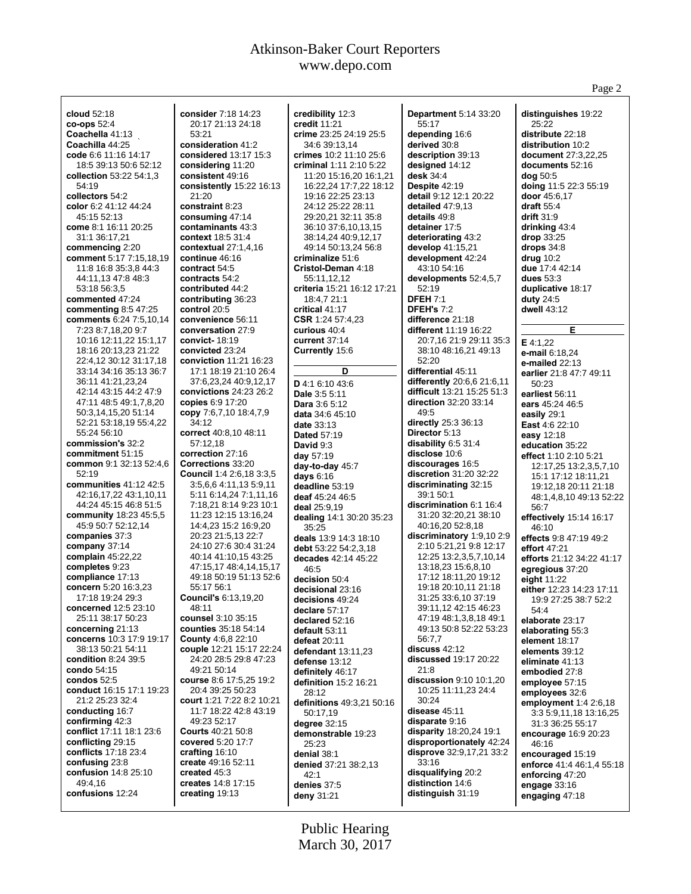**cloud** 52:18
**co-ops** 52:4
**Coachella** 41:13
**Coachilla** 44:25
**code** 6:6 11:16 14:17 18:5 39:13 50:6 52:12
**collection** 53:22 54:1,3 54:19
**collectors** 54:2
**color** 6:2 41:12 44:24 45:15 52:13
**come** 8:1 16:11 20:25 31:1 36:17,21
**commencing** 2:20
**comment** 5:17 7:15,18,19 11:8 16:8 35:3,8 44:3 44:11,13 47:8 48:3 53:18 56:3,5
**commented** 47:24
**commenting** 8:5 47:25
**comments** 6:24 7:5,10,14 7:23 8:7,18,20 9:7 10:16 12:11,22 15:1,17 18:16 20:13,23 21:22 22:4,12 30:12 31:17,18 33:14 34:16 35:13 36:7 36:11 41:21,23,24 42:14 43:15 44:2 47:9 47:11 48:5 49:1,7,8,20 50:3,14,15,20 51:14 52:21 53:18,19 55:4,22 55:24 56:10
**commission's** 32:2
**commitment** 51:15
**common** 9:1 32:13 52:4,6 52:19
**communities** 41:12 42:5 42:16,17,22 43:1,10,11 44:24 45:15 46:8 51:5
**community** 18:23 45:5,5 45:9 50:7 52:12,14
**companies** 37:3
**company** 37:14
**complain** 45:22,22
**completes** 9:23
**compliance** 17:13
**concern** 5:20 16:3,23 17:18 19:24 29:3
**concerned** 12:5 23:10 25:11 38:17 50:23
**concerning** 21:13
**concerns** 10:3 17:9 19:17 38:13 50:21 54:11
**condition** 8:24 39:5
**condo** 54:15
**condos** 52:5
**conduct** 16:15 17:1 19:23 21:2 25:23 32:4
**conducting** 16:7
**confirming** 42:3
**conflict** 17:11 18:1 23:6
**conflicting** 29:15
**conflicts** 17:18 23:4
**confusing** 23:8
**confusion** 14:8 25:10 49:4,16
**confusions** 12:24
**consider** 7:18 14:23 20:17 21:13 24:18 53:21
**consideration** 41:2
**considered** 13:17 15:3
**considering** 11:20
**consistent** 49:16
**consistently** 15:22 16:13 21:20
**constraint** 8:23
**consuming** 47:14
**contaminants** 43:3
**context** 18:5 31:4
**contextual** 27:1,4,16
**continue** 46:16
**contract** 54:5
**contracts** 54:2
**contributed** 44:2
**contributing** 36:23
**control** 20:5
**convenience** 56:11
**conversation** 27:9
**convict-** 18:19
**convicted** 23:24
**conviction** 11:21 16:23 17:1 18:19 21:10 26:4 37:6,23,24 40:9,12,17
**convictions** 24:23 26:2
**copies** 6:9 17:20
**copy** 7:6,7,10 18:4,7,9 34:12
**correct** 40:8,10 48:11 57:12,18
**correction** 27:16
**Corrections** 33:20
**Council** 1:4 2:6,18 3:3,5 3:5,6,6 4:11,13 5:9,11 5:11 6:14,24 7:1,11,16 7:18,21 8:14 9:23 10:1 11:23 12:15 13:16,24 14:4,23 15:2 16:9,20 20:23 21:5,13 22:7 24:10 27:6 30:4 31:24 40:14 41:10,15 43:25 47:15,17 48:4,14,15,17 49:18 50:19 51:13 52:6 55:17 56:1
**Council's** 6:13,19,20 48:11
**counsel** 3:10 35:15
**counties** 35:18 54:14
**County** 4:6,8 22:10
**couple** 12:21 15:17 22:24 24:20 28:5 29:8 47:23 49:21 50:14
**course** 8:6 17:5,25 19:2 20:4 39:25 50:23
**court** 1:21 7:22 8:2 10:21 11:7 18:22 42:8 43:19 49:23 52:17
**Courts** 40:21 50:8
**covered** 5:20 17:7
**crafting** 16:10
**create** 49:16 52:11
**created** 45:3
**creates** 14:8 17:15
**creating** 19:13
**credibility** 12:3
**credit** 11:21
**crime** 23:25 24:19 25:5 34:6 39:13,14
**crimes** 10:2 11:10 25:6
**criminal** 1:11 2:10 5:22 11:20 15:16,20 16:1,21 16:22,24 17:7,22 18:12 19:16 22:25 23:13 24:12 25:22 28:11 29:20,21 32:11 35:8 36:10 37:6,10,13,15 38:14,24 40:9,12,17 49:14 50:13,24 56:8
**criminalize** 51:6
**Cristol-Deman** 4:18 55:11,12,12
**criteria** 15:21 16:12 17:21 18:4,7 21:1
**critical** 41:17
**CSR** 1:24 57:4,23
**curious** 40:4
**current** 37:14
**Currently** 15:6

**D**

**D** 4:1 6:10 43:6
**Dale** 3:5 5:11
**Dara** 3:6 5:12
**data** 34:6 45:10
**date** 33:13
**Dated** 57:19
**David** 9:3
**day** 57:19
**day-to-day** 45:7
**days** 6:16
**deadline** 53:19
**deaf** 45:24 46:5
**deal** 25:9,19
**dealing** 14:1 30:20 35:23 35:25
**deals** 13:9 14:3 18:10
**debt** 53:22 54:2,3,18
**decades** 42:14 45:22 46:5
**decision** 50:4
**decisional** 23:16
**decisions** 49:24
**declare** 57:17
**declared** 52:16
**default** 53:11
**defeat** 20:11
**defendant** 13:11,23
**defense** 13:12
**definitely** 46:17
**definition** 15:2 16:21 28:12
**definitions** 49:3,21 50:16 50:17,19
**degree** 32:15
**demonstrable** 19:23 25:23
**denial** 38:1
**denied** 37:21 38:2,13 42:1
**denies** 37:5
**deny** 31:21
**Department** 5:14 33:20 55:17
**depending** 16:6
**derived** 30:8
**description** 39:13
**designed** 14:12
**desk** 34:4
**Despite** 42:19
**detail** 9:12 12:1 20:22
**detailed** 47:9,13
**details** 49:8
**detainer** 17:5
**deteriorating** 43:2
**develop** 41:15,21
**development** 42:24 43:10 54:16
**developments** 52:4,5,7 52:19
**DFEH** 7:1
**DFEH's** 7:2
**difference** 21:18
**different** 11:19 16:22 20:7,16 21:9 29:11 35:3 38:10 48:16,21 49:13 52:20
**differential** 45:11
**differently** 20:6,6 21:6,11
**difficult** 13:21 15:25 51:3
**direction** 32:20 33:14 49:5
**directly** 25:3 36:13
**Director** 5:13
**disability** 6:5 31:4
**disclose** 10:6
**discourages** 16:5
**discretion** 31:20 32:22
**discriminating** 32:15 39:1 50:1
**discrimination** 6:1 16:4 31:20 32:20,21 38:10 40:16,20 52:8,18
**discriminatory** 1:9,10 2:9 2:10 5:21,21 9:8 12:17 12:25 13:2,3,5,7,10,14 13:18,23 15:6,8,10 17:12 18:11,20 19:12 19:18 20:10,11 21:18 31:25 33:6,10 37:19 39:11,12 42:15 46:23 47:19 48:1,3,8,18 49:1 49:13 50:8 52:22 53:23 56:7,7
**discuss** 42:12
**discussed** 19:17 20:22 21:8
**discussion** 9:10 10:1,20 10:25 11:11,23 24:4 30:24
**disease** 45:11
**disparate** 9:16
**disparity** 18:20,24 19:1
**disproportionately** 42:24
**disprove** 32:9,17,21 33:2 33:16
**disqualifying** 20:2
**distinction** 14:6
**distinguish** 31:19
**distinguishes** 19:22 25:22
**distribute** 22:18
**distribution** 10:2
**document** 27:3,22,25
**documents** 52:16
**dog** 50:5
**doing** 11:5 22:3 55:19
**door** 45:6,17
**draft** 55:4
**drift** 31:9
**drinking** 43:4
**drop** 33:25
**drops** 34:8
**drug** 10:2
**due** 17:4 42:14
**dues** 53:3
**duplicative** 18:17
**duty** 24:5
**dwell** 43:12

**E**

**E** 4:1,22
**e-mail** 6:18,24
**e-mailed** 22:13
**earlier** 21:8 47:7 49:11 50:23
**earliest** 56:11
**ears** 45:24 46:5
**easily** 29:1
**East** 4:6 22:10
**easy** 12:18
**education** 35:22
**effect** 1:10 2:10 5:21 12:17,25 13:2,3,5,7,10 15:1 17:12 18:11,21 19:12,18 20:11 21:18 48:1,4,8,10 49:13 52:22 56:7
**effectively** 15:14 16:17 46:10
**effects** 9:8 47:19 49:2
**effort** 47:21
**efforts** 21:12 34:22 41:17
**egregious** 37:20
**eight** 11:22
**either** 12:23 14:23 17:11 19:9 27:25 38:7 52:2 54:4
**elaborate** 23:17
**elaborating** 55:3
**element** 18:17
**elements** 39:12
**eliminate** 41:13
**embodied** 27:8
**employee** 57:15
**employees** 32:6
**employment** 1:4 2:6,18 3:3 5:9,11,18 13:16,25 31:3 36:25 55:17
**encourage** 16:9 20:23 46:16
**encouraged** 15:19
**enforce** 41:4 46:1,4 55:18
**enforcing** 47:20
**engage** 33:16
**engaging** 47:18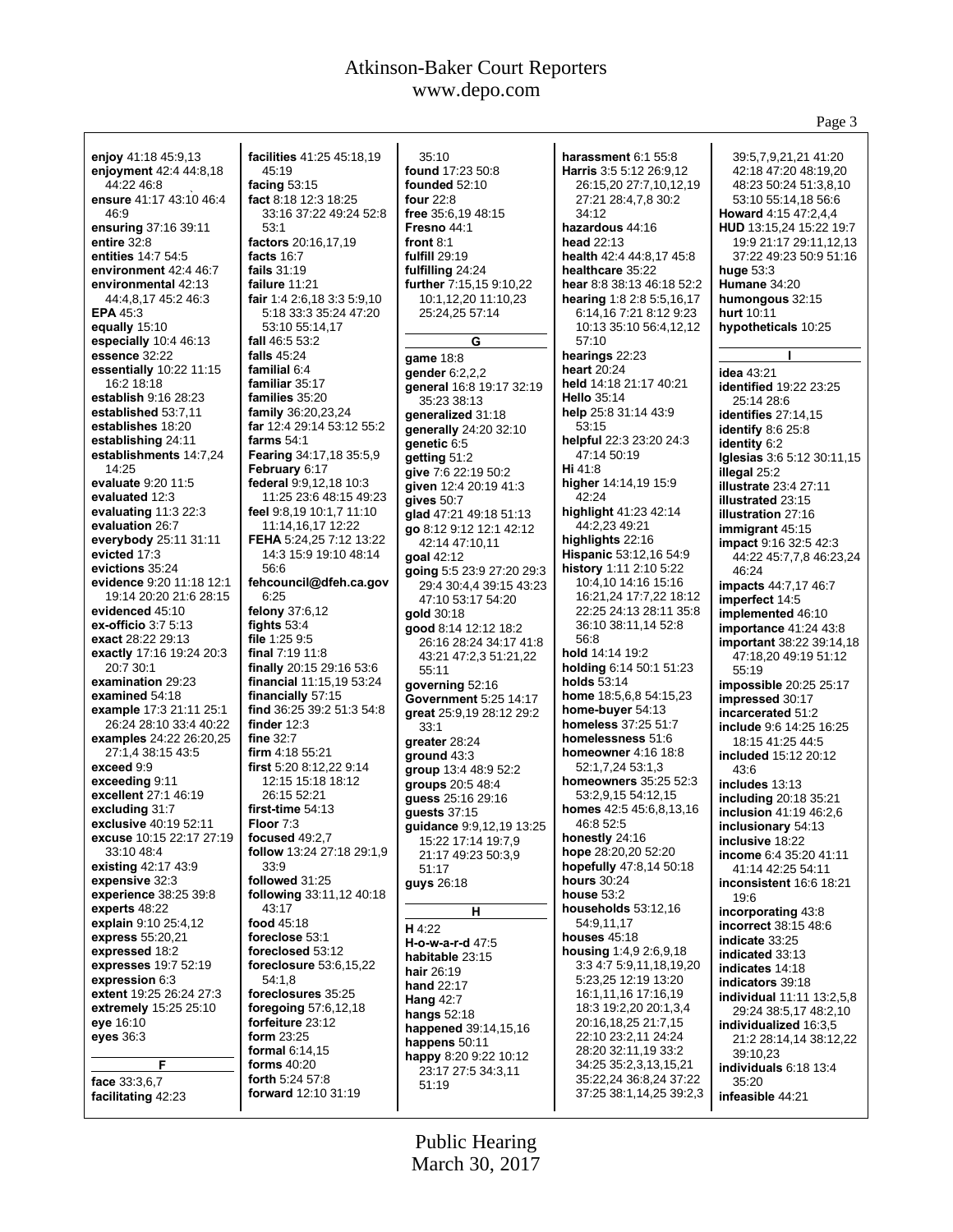**enjoy** 41:18 45:9,13
**enjoyment** 42:4 44:8,18 44:22 46:8
**ensure** 41:17 43:10 46:4 46:9
**ensuring** 37:16 39:11
**entire** 32:8
**entities** 14:7 54:5
**environment** 42:4 46:7
**environmental** 42:13 44:4,8,17 45:2 46:3
**EPA** 45:3
**equally** 15:10
**especially** 10:4 46:13
**essence** 32:22
**essentially** 10:22 11:15 16:2 18:18
**establish** 9:16 28:23
**established** 53:7,11
**establishes** 18:20
**establishing** 24:11
**establishments** 14:7,24 14:25
**evaluate** 9:20 11:5
**evaluated** 12:3
**evaluating** 11:3 22:3
**evaluation** 26:7
**everybody** 25:11 31:11
**evicted** 17:3
**evictions** 35:24
**evidence** 9:20 11:18 12:1 19:14 20:20 21:6 28:15
**evidenced** 45:10
**ex-officio** 3:7 5:13
**exact** 28:22 29:13
**exactly** 17:16 19:24 20:3 20:7 30:1
**examination** 29:23
**examined** 54:18
**example** 17:3 21:11 25:1 26:24 28:10 33:4 40:22
**examples** 24:22 26:20,25 27:1,4 38:15 43:5
**exceed** 9:9
**exceeding** 9:11
**excellent** 27:1 46:19
**excluding** 31:7
**exclusive** 40:19 52:11
**excuse** 10:15 22:17 27:19 33:10 48:4
**existing** 42:17 43:9
**expensive** 32:3
**experience** 38:25 39:8
**experts** 48:22
**explain** 9:10 25:4,12
**express** 55:20,21
**expressed** 18:2
**expresses** 19:7 52:19
**expression** 6:3
**extent** 19:25 26:24 27:3
**extremely** 15:25 25:10
**eye** 16:10
**eyes** 36:3

**F**

**face** 33:3,6,7
**facilitating** 42:23
**facilities** 41:25 45:18,19 45:19
**facing** 53:15
**fact** 8:18 12:3 18:25 33:16 37:22 49:24 52:8 53:1
**factors** 20:16,17,19
**facts** 16:7
**fails** 31:19
**failure** 11:21
**fair** 1:4 2:6,18 3:3 5:9,10 5:18 33:3 35:24 47:20 53:10 55:14,17
**fall** 46:5 53:2
**falls** 45:24
**familial** 6:4
**familiar** 35:17
**families** 35:20
**family** 36:20,23,24
**far** 12:4 29:14 53:12 55:2
**farms** 54:1
**Fearing** 34:17,18 35:5,9
**February** 6:17
**federal** 9:9,12,18 10:3 11:25 23:6 48:15 49:23
**feel** 9:8,19 10:1,7 11:10 11:14,16,17 12:22
**FEHA** 5:24,25 7:12 13:22 14:3 15:9 19:10 48:14 56:6
**fehcouncil@dfeh.ca.gov** 6:25
**felony** 37:6,12
**fights** 53:4
**file** 1:25 9:5
**final** 7:19 11:8
**finally** 20:15 29:16 53:6
**financial** 11:15,19 53:24
**financially** 57:15
**find** 36:25 39:2 51:3 54:8
**finder** 12:3
**fine** 32:7
**firm** 4:18 55:21
**first** 5:20 8:12,22 9:14 12:15 15:18 18:12 26:15 52:21
**first-time** 54:13
**Floor** 7:3
**focused** 49:2,7
**follow** 13:24 27:18 29:1,9 33:9
**followed** 31:25
**following** 33:11,12 40:18 43:17
**food** 45:18
**foreclose** 53:1
**foreclosed** 53:12
**foreclosure** 53:6,15,22 54:1,8
**foreclosures** 35:25
**foregoing** 57:6,12,18
**forfeiture** 23:12
**form** 23:25
**formal** 6:14,15
**forms** 40:20
**forth** 5:24 57:8
**forward** 12:10 31:19
35:10
**found** 17:23 50:8
**founded** 52:10
**four** 22:8
**free** 35:6,19 48:15
**Fresno** 44:1
**front** 8:1
**fulfill** 29:19
**fulfilling** 24:24
**further** 7:15,15 9:10,22 10:1,12,20 11:10,23 25:24,25 57:14

**G**

**game** 18:8
**gender** 6:2,2,2
**general** 16:8 19:17 32:19 35:23 38:13
**generalized** 31:18
**generally** 24:20 32:10
**genetic** 6:5
**getting** 51:2
**give** 7:6 22:19 50:2
**given** 12:4 20:19 41:3
**gives** 50:7
**glad** 47:21 49:18 51:13
**go** 8:12 9:12 12:1 42:12 42:14 47:10,11
**goal** 42:12
**going** 5:5 23:9 27:20 29:3 29:4 30:4,4 39:15 43:23 47:10 53:17 54:20
**gold** 30:18
**good** 8:14 12:12 18:2 26:16 28:24 34:17 41:8 43:21 47:2,3 51:21,22 55:11
**governing** 52:16
**Government** 5:25 14:17
**great** 25:9,19 28:12 29:2 33:1
**greater** 28:24
**ground** 43:3
**group** 13:4 48:9 52:2
**groups** 20:5 48:4
**guess** 25:16 29:16
**guests** 37:15
**guidance** 9:9,12,19 13:25 15:22 17:14 19:7,9 21:17 49:23 50:3,9 51:17
**guys** 26:18

**H**

**H** 4:22
**H-o-w-a-r-d** 47:5
**habitable** 23:15
**hair** 26:19
**hand** 22:17
**Hang** 42:7
**hangs** 52:18
**happened** 39:14,15,16
**happens** 50:11
**happy** 8:20 9:22 10:12 23:17 27:5 34:3,11 51:19
**harassment** 6:1 55:8
**Harris** 3:5 5:12 26:9,12 26:15,20 27:7,10,12,19 27:21 28:4,7,8 30:2 34:12
**hazardous** 44:16
**head** 22:13
**health** 42:4 44:8,17 45:8
**healthcare** 35:22
**hear** 8:8 38:13 46:18 52:2
**hearing** 1:8 2:8 5:5,16,17 6:14,16 7:21 8:12 9:23 10:13 35:10 56:4,12,12 57:10
**hearings** 22:23
**heart** 20:24
**held** 14:18 21:17 40:21
**Hello** 35:14
**help** 25:8 31:14 43:9 53:15
**helpful** 22:3 23:20 24:3 47:14 50:19
**Hi** 41:8
**higher** 14:14,19 15:9 42:24
**highlight** 41:23 42:14 44:2,23 49:21
**highlights** 22:16
**Hispanic** 53:12,16 54:9
**history** 1:11 2:10 5:22 10:4,10 14:16 15:16 16:21,24 17:7,22 18:12 22:25 24:13 28:11 35:8 36:10 38:11,14 52:8 56:8
**hold** 14:14 19:2
**holding** 6:14 50:1 51:23
**holds** 53:14
**home** 18:5,6,8 54:15,23
**home-buyer** 54:13
**homeless** 37:25 51:7
**homelessness** 51:6
**homeowner** 4:16 18:8 52:1,7,24 53:1,3
**homeowners** 35:25 52:3 53:2,9,15 54:12,15
**homes** 42:5 45:6,8,13,16 46:8 52:5
**honestly** 24:16
**hope** 28:20,20 52:20
**hopefully** 47:8,14 50:18
**hours** 30:24
**house** 53:2
**households** 53:12,16 54:9,11,17
**houses** 45:18
**housing** 1:4,9 2:6,9,18 3:3 4:7 5:9,11,18,19,20 5:23,25 12:19 13:20 16:1,11,16 17:16,19 18:3 19:2,20 20:1,3,4 20:16,18,25 21:7,15 22:10 23:2,11 24:24 28:20 32:11,19 33:2 34:25 35:2,3,13,15,21 35:22,24 36:8,24 37:22 37:25 38:1,14,25 39:2,3
39:5,7,9,21,21 41:20 42:18 47:20 48:19,20 48:23 50:24 51:3,8,10 53:10 55:14,18 56:6
**Howard** 4:15 47:2,4,4
**HUD** 13:15,24 15:22 19:7 19:9 21:17 29:11,12,13 37:22 49:23 50:9 51:16
**huge** 53:3
**Humane** 34:20
**humongous** 32:15
**hurt** 10:11
**hypotheticals** 10:25

**I**

**idea** 43:21
**identified** 19:22 23:25 25:14 28:6
**identifies** 27:14,15
**identify** 8:6 25:8
**identity** 6:2
**Iglesias** 3:6 5:12 30:11,15
**illegal** 25:2
**illustrate** 23:4 27:11
**illustrated** 23:15
**illustration** 27:16
**immigrant** 45:15
**impact** 9:16 32:5 42:3 44:22 45:7,7,8 46:23,24 46:24
**impacts** 44:7,17 46:7
**imperfect** 14:5
**implemented** 46:10
**importance** 41:24 43:8
**important** 38:22 39:14,18 47:18,20 49:19 51:12 55:19
**impossible** 20:25 25:17
**impressed** 30:17
**incarcerated** 51:2
**include** 9:6 14:25 16:25 18:15 41:25 44:5
**included** 15:12 20:12 43:6
**includes** 13:13
**including** 20:18 35:21
**inclusion** 41:19 46:2,6
**inclusionary** 54:13
**inclusive** 18:22
**income** 6:4 35:20 41:11 41:14 42:25 54:11
**inconsistent** 16:6 18:21 19:6
**incorporating** 43:8
**incorrect** 38:15 48:6
**indicate** 33:25
**indicated** 33:13
**indicates** 14:18
**indicators** 39:18
**individual** 11:11 13:2,5,8 29:24 38:5,17 48:2,10
**individualized** 16:3,5 21:2 28:14,24 38:12,22 39:10,23
**individuals** 6:18 13:4 35:20
**infeasible** 44:21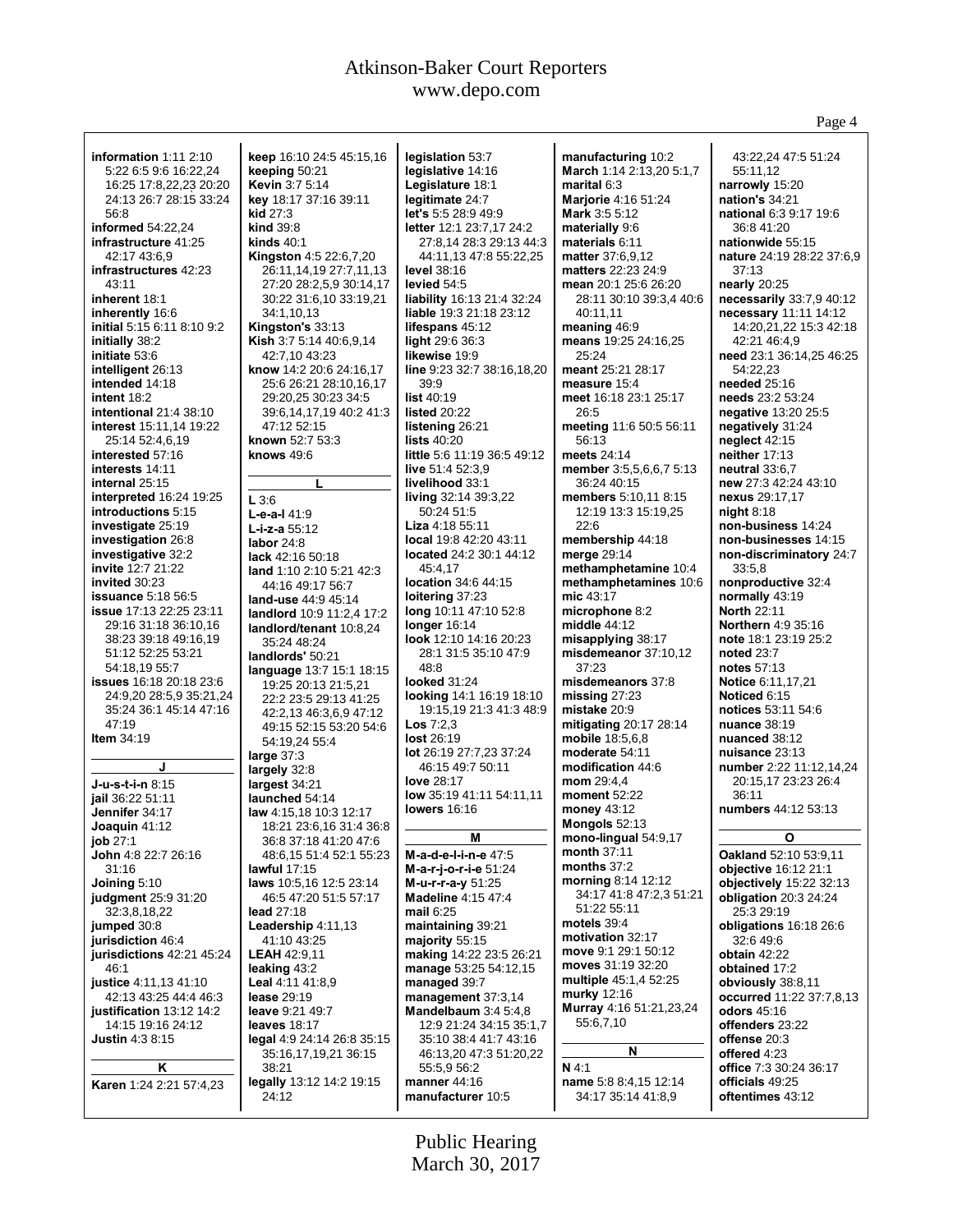**information** 1:11 2:10 5:22 6:5 9:6 16:22,24 16:25 17:8,22,23 20:20 24:13 26:7 28:15 33:24 56:8
**informed** 54:22,24
**infrastructure** 41:25 42:17 43:6,9
**infrastructures** 42:23 43:11
**inherent** 18:1
**inherently** 16:6
**initial** 5:15 6:11 8:10 9:2
**initially** 38:2
**initiate** 53:6
**intelligent** 26:13
**intended** 14:18
**intent** 18:2
**intentional** 21:4 38:10
**interest** 15:11,14 19:22 25:14 52:4,6,19
**interested** 57:16
**interests** 14:11
**internal** 25:15
**interpreted** 16:24 19:25
**introductions** 5:15
**investigate** 25:19
**investigation** 26:8
**investigative** 32:2
**invite** 12:7 21:22
**invited** 30:23
**issuance** 5:18 56:5
**issue** 17:13 22:25 23:11 29:16 31:18 36:10,16 38:23 39:18 49:16,19 51:12 52:25 53:21 54:18,19 55:7
**issues** 16:18 20:18 23:6 24:9,20 28:5,9 35:21,24 35:24 36:1 45:14 47:16 47:19
**Item** 34:19

**J**

**J-u-s-t-i-n** 8:15
**jail** 36:22 51:11
**Jennifer** 34:17
**Joaquin** 41:12
**job** 27:1
**John** 4:8 22:7 26:16 31:16
**Joining** 5:10
**judgment** 25:9 31:20 32:3,8,18,22
**jumped** 30:8
**jurisdiction** 46:4
**jurisdictions** 42:21 45:24 46:1
**justice** 4:11,13 41:10 42:13 43:25 44:4 46:3
**justification** 13:12 14:2 14:15 19:16 24:12
**Justin** 4:3 8:15

**K**

**Karen** 1:24 2:21 57:4,23
**keep** 16:10 24:5 45:15,16
**keeping** 50:21
**Kevin** 3:7 5:14
**key** 18:17 37:16 39:11
**kid** 27:3
**kind** 39:8
**kinds** 40:1
**Kingston** 4:5 22:6,7,20 26:11,14,19 27:7,11,13 27:20 28:2,5,9 30:14,17 30:22 31:6,10 33:19,21 34:1,10,13
**Kingston's** 33:13
**Kish** 3:7 5:14 40:6,9,14 42:7,10 43:23
**know** 14:2 20:6 24:16,17 25:6 26:21 28:10,16,17 29:20,25 30:23 34:5 39:6,14,17,19 40:2 41:3 47:12 52:15
**known** 52:7 53:3
**knows** 49:6

**L**

**L** 3:6
**L-e-a-l** 41:9
**L-i-z-a** 55:12
**labor** 24:8
**lack** 42:16 50:18
**land** 1:10 2:10 5:21 42:3 44:16 49:17 56:7
**land-use** 44:9 45:14
**landlord** 10:9 11:2,4 17:2
**landlord/tenant** 10:8,24 35:24 48:24
**landlords'** 50:21
**language** 13:7 15:1 18:15 19:25 20:13 21:5,21 22:2 23:5 29:13 41:25 42:2,13 46:3,6,9 47:12 49:15 52:15 53:20 54:6 54:19,24 55:4
**large** 37:3
**largely** 32:8
**largest** 34:21
**launched** 54:14
**law** 4:15,18 10:3 12:17 18:21 23:6,16 31:4 36:8 36:8 37:18 41:20 47:6 48:6,15 51:4 52:1 55:23
**lawful** 17:15
**laws** 10:5,16 12:5 23:14 46:5 47:20 51:5 57:17
**lead** 27:18
**Leadership** 4:11,13 41:10 43:25
**LEAH** 42:9,11
**leaking** 43:2
**Leal** 4:11 41:8,9
**lease** 29:19
**leave** 9:21 49:7
**leaves** 18:17
**legal** 4:9 24:14 26:8 35:15 35:16,17,19,21 36:15 38:21
**legally** 13:12 14:2 19:15 24:12
**legislation** 53:7
**legislative** 14:16
**Legislature** 18:1
**legitimate** 24:7
**let's** 5:5 28:9 49:9
**letter** 12:1 23:7,17 24:2 27:8,14 28:3 29:13 44:3 44:11,13 47:8 55:22,25
**level** 38:16
**levied** 54:5
**liability** 16:13 21:4 32:24
**liable** 19:3 21:18 23:12
**lifespans** 45:12
**light** 29:6 36:3
**likewise** 19:9
**line** 9:23 32:7 38:16,18,20 39:9
**list** 40:19
**listed** 20:22
**listening** 26:21
**lists** 40:20
**little** 5:6 11:19 36:5 49:12
**live** 51:4 52:3,9
**livelihood** 33:1
**living** 32:14 39:3,22 50:24 51:5
**Liza** 4:18 55:11
**local** 19:8 42:20 43:11
**located** 24:2 30:1 44:12 45:4,17
**location** 34:6 44:15
**loitering** 37:23
**long** 10:11 47:10 52:8
**longer** 16:14
**look** 12:10 14:16 20:23 28:1 31:5 35:10 47:9 48:8
**looked** 31:24
**looking** 14:1 16:19 18:10 19:15,19 21:3 41:3 48:9
**Los** 7:2,3
**lost** 26:19
**lot** 26:19 27:7,23 37:24 46:15 49:7 50:11
**love** 28:17
**low** 35:19 41:11 54:11,11
**lowers** 16:16

**M**

**M-a-d-e-l-i-n-e** 47:5
**M-a-r-j-o-r-i-e** 51:24
**M-u-r-r-a-y** 51:25
**Madeline** 4:15 47:4
**mail** 6:25
**maintaining** 39:21
**majority** 55:15
**making** 14:22 23:5 26:21
**manage** 53:25 54:12,15
**managed** 39:7
**management** 37:3,14
**Mandelbaum** 3:4 5:4,8 12:9 21:24 34:15 35:1,7 35:10 38:4 41:7 43:16 46:13,20 47:3 51:20,22 55:5,9 56:2
**manner** 44:16
**manufacturer** 10:5
**manufacturing** 10:2
**March** 1:14 2:13,20 5:1,7
**marital** 6:3
**Marjorie** 4:16 51:24
**Mark** 3:5 5:12
**materially** 9:6
**materials** 6:11
**matter** 37:6,9,12
**matters** 22:23 24:9
**mean** 20:1 25:6 26:20 28:11 30:10 39:3,4 40:6 40:11,11
**meaning** 46:9
**means** 19:25 24:16,25 25:24
**meant** 25:21 28:17
**measure** 15:4
**meet** 16:18 23:1 25:17 26:5
**meeting** 11:6 50:5 56:11 56:13
**meets** 24:14
**member** 3:5,5,6,6,7 5:13 36:24 40:15
**members** 5:10,11 8:15 12:19 13:3 15:19,25 22:6
**membership** 44:18
**merge** 29:14
**methamphetamine** 10:4
**methamphetamines** 10:6
**mic** 43:17
**microphone** 8:2
**middle** 44:12
**misapplying** 38:17
**misdemeanor** 37:10,12 37:23
**misdemeanors** 37:8
**missing** 27:23
**mistake** 20:9
**mitigating** 20:17 28:14
**mobile** 18:5,6,8
**moderate** 54:11
**modification** 44:6
**mom** 29:4,4
**moment** 52:22
**money** 43:12
**Mongols** 52:13
**mono-lingual** 54:9,17
**month** 37:11
**months** 37:2
**morning** 8:14 12:12 34:17 41:8 47:2,3 51:21 51:22 55:11
**motels** 39:4
**motivation** 32:17
**move** 9:1 29:1 50:12
**moves** 31:19 32:20
**multiple** 45:1,4 52:25
**murky** 12:16
**Murray** 4:16 51:21,23,24 55:6,7,10

**N**

**N** 4:1
**name** 5:8 8:4,15 12:14 34:17 35:14 41:8,9
**narrowly** 15:20
**nation's** 34:21
**national** 6:3 9:17 19:6 36:8 41:20
**nationwide** 55:15
**nature** 24:19 28:22 37:6,9 37:13
**nearly** 20:25
**necessarily** 33:7,9 40:12
**necessary** 11:11 14:12 14:20,21,22 15:3 42:18 42:21 46:4,9
**need** 23:1 36:14,25 46:25 54:22,23
**needed** 25:16
**needs** 23:2 53:24
**negative** 13:20 25:5
**negatively** 31:24
**neglect** 42:15
**neither** 17:13
**neutral** 33:6,7
**new** 27:3 42:24 43:10
**nexus** 29:17,17
**night** 8:18
**non-business** 14:24
**non-businesses** 14:15
**non-discriminatory** 24:7 33:5,8
**nonproductive** 32:4
**normally** 43:19
**North** 22:11
**Northern** 4:9 35:16
**note** 18:1 23:19 25:2
**noted** 23:7
**notes** 57:13
**Notice** 6:11,17,21
**Noticed** 6:15
**notices** 53:11 54:6
**nuance** 38:19
**nuanced** 38:12
**nuisance** 23:13
**number** 2:22 11:12,14,24 20:15,17 23:23 26:4 36:11
**numbers** 44:12 53:13

**O**

**Oakland** 52:10 53:9,11
**objective** 16:12 21:1
**objectively** 15:22 32:13
**obligation** 20:3 24:24 25:3 29:19
**obligations** 16:18 26:6 32:6 49:6
**obtain** 42:22
**obtained** 17:2
**obviously** 38:8,11
**occurred** 11:22 37:7,8,13
**odors** 45:16
**offenders** 23:22
**offense** 20:3
**offered** 4:23
**office** 7:3 30:24 36:17
**officials** 49:25
**oftentimes** 43:12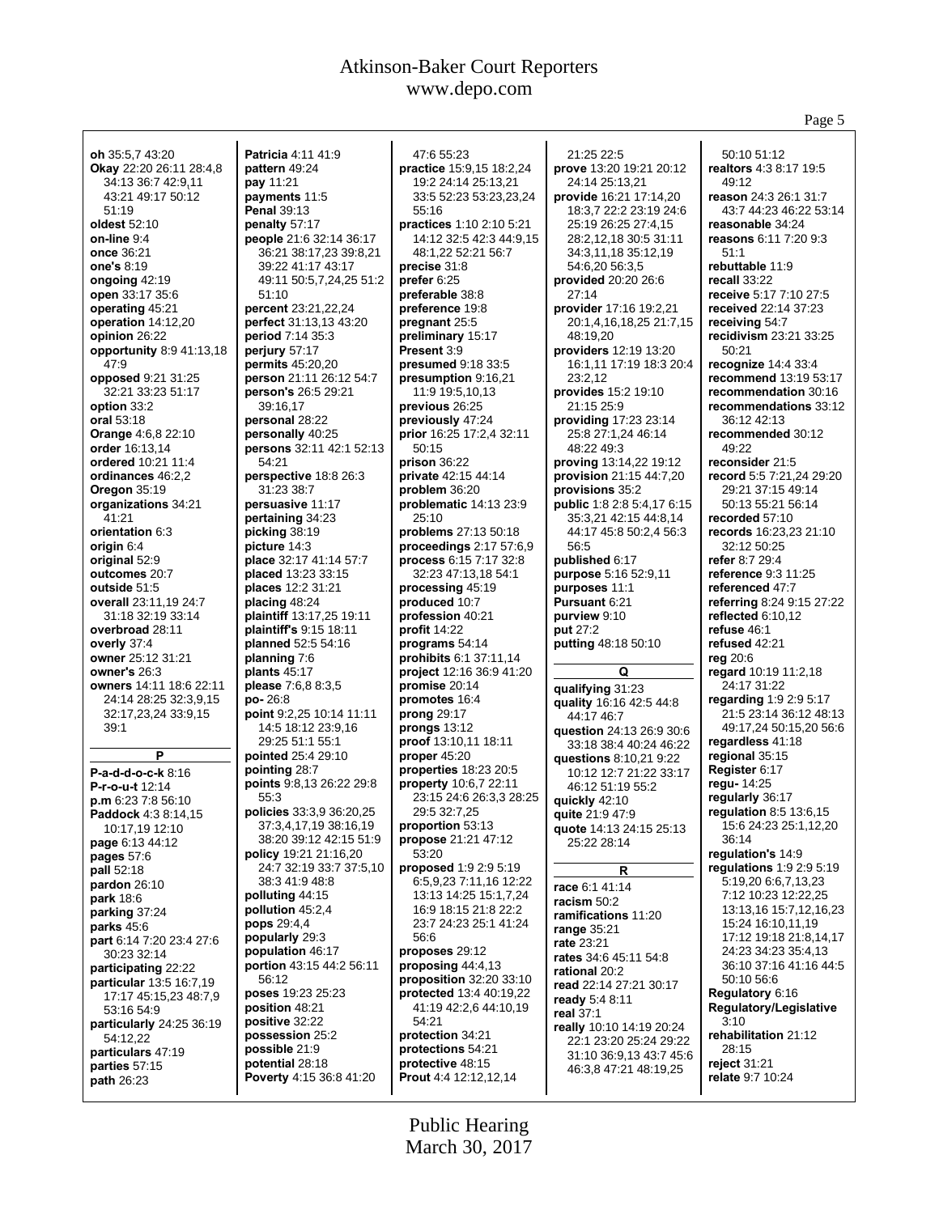**oh** 35:5,7 43:20
**Okay** 22:20 26:11 28:4,8 34:13 36:7 42:9,11 43:21 49:17 50:12 51:19
**oldest** 52:10
**on-line** 9:4
**once** 36:21
**one's** 8:19
**ongoing** 42:19
**open** 33:17 35:6
**operating** 45:21
**operation** 14:12,20
**opinion** 26:22
**opportunity** 8:9 41:13,18 47:9
**opposed** 9:21 31:25 32:21 33:23 51:17
**option** 33:2
**oral** 53:18
**Orange** 4:6,8 22:10
**order** 16:13,14
**ordered** 10:21 11:4
**ordinances** 46:2,2
**Oregon** 35:19
**organizations** 34:21 41:21
**orientation** 6:3
**origin** 6:4
**original** 52:9
**outcomes** 20:7
**outside** 51:5
**overall** 23:11,19 24:7 31:18 32:19 33:14
**overbroad** 28:11
**overly** 37:4
**owner** 25:12 31:21
**owner's** 26:3
**owners** 14:11 18:6 22:11 24:14 28:25 32:3,9,15 32:17,23,24 33:9,15 39:1

## P

**P-a-d-d-o-c-k** 8:16
**P-r-o-u-t** 12:14
**p.m** 6:23 7:8 56:10
**Paddock** 4:3 8:14,15 10:17,19 12:10
**page** 6:13 44:12
**pages** 57:6
**pall** 52:18
**pardon** 26:10
**park** 18:6
**parking** 37:24
**parks** 45:6
**part** 6:14 7:20 23:4 27:6 30:23 32:14
**participating** 22:22
**particular** 13:5 16:7,19 17:17 45:15,23 48:7,9 53:16 54:9
**particularly** 24:25 36:19 54:12,22
**particulars** 47:19
**parties** 57:15
**path** 26:23
**Patricia** 4:11 41:9
**pattern** 49:24
**pay** 11:21
**payments** 11:5
**Penal** 39:13
**penalty** 57:17
**people** 21:6 32:14 36:17 36:21 38:17,23 39:8,21 39:22 41:17 43:17 49:11 50:5,7,24,25 51:2 51:10
**percent** 23:21,22,24
**perfect** 31:13,13 43:20
**period** 7:14 35:3
**perjury** 57:17
**permits** 45:20,20
**person** 21:11 26:12 54:7
**person's** 26:5 29:21 39:16,17
**personal** 28:22
**personally** 40:25
**persons** 32:11 42:1 52:13 54:21
**perspective** 18:8 26:3 31:23 38:7
**persuasive** 11:17
**pertaining** 34:23
**picking** 38:19
**picture** 14:3
**place** 32:17 41:14 57:7
**placed** 13:23 33:15
**places** 12:2 31:21
**placing** 48:24
**plaintiff** 13:17,25 19:11
**plaintiff's** 9:15 18:11
**planned** 52:5 54:16
**planning** 7:6
**plants** 45:17
**please** 7:6,8 8:3,5
**po-** 26:8
**point** 9:2,25 10:14 11:11 14:5 18:12 23:9,16 29:25 51:1 55:1
**pointed** 25:4 29:10
**pointing** 28:7
**points** 9:8,13 26:22 29:8 55:3
**policies** 33:3,9 36:20,25 37:3,4,17,19 38:16,19 38:20 39:12 42:15 51:9
**policy** 19:21 21:16,20 24:7 32:19 33:7 37:5,10 38:3 41:9 48:8
**polluting** 44:15
**pollution** 45:2,4
**pops** 29:4,4
**popularly** 29:3
**population** 46:17
**portion** 43:15 44:2 56:11 56:12
**poses** 19:23 25:23
**position** 48:21
**positive** 32:22
**possession** 25:2
**possible** 21:9
**potential** 28:18
**Poverty** 4:15 36:8 41:20
47:6 55:23
**practice** 15:9,15 18:2,24 19:2 24:14 25:13,21 33:5 52:23 53:23,23,24 55:16
**practices** 1:10 2:10 5:21 14:12 32:5 42:3 44:9,15 48:1,22 52:21 56:7
**precise** 31:8
**prefer** 6:25
**preferable** 38:8
**preference** 19:8
**pregnant** 25:5
**preliminary** 15:17
**Present** 3:9
**presumed** 9:18 33:5
**presumption** 9:16,21 11:9 19:5,10,13
**previous** 26:25
**previously** 47:24
**prior** 16:25 17:2,4 32:11 50:15
**prison** 36:22
**private** 42:15 44:14
**problem** 36:20
**problematic** 14:13 23:9 25:10
**problems** 27:13 50:18
**proceedings** 2:17 57:6,9
**process** 6:15 7:17 32:8 32:23 47:13,18 54:1
**processing** 45:19
**produced** 10:7
**profession** 40:21
**profit** 14:22
**programs** 54:14
**prohibits** 6:1 37:11,14
**project** 12:16 36:9 41:20
**promise** 20:14
**promotes** 16:4
**prong** 29:17
**prongs** 13:12
**proof** 13:10,11 18:11
**proper** 45:20
**properties** 18:23 20:5
**property** 10:6,7 22:11 23:15 24:6 26:3,3 28:25 29:5 32:7,25
**proportion** 53:13
**propose** 21:21 47:12 53:20
**proposed** 1:9 2:9 5:19 6:5,9,23 7:11,16 12:22 13:13 14:25 15:1,7,24 16:9 18:15 21:8 22:2 23:7 24:23 25:1 41:24 56:6
**proposes** 29:12
**proposing** 44:4,13
**proposition** 32:20 33:10
**protected** 13:4 40:19,22 41:19 42:2,6 44:10,19 54:21
**protection** 34:21
**protections** 54:21
**protective** 48:15
**Prout** 4:4 12:12,12,14
21:25 22:5
**prove** 13:20 19:21 20:12 24:14 25:13,21
**provide** 16:21 17:14,20 18:3,7 22:2 23:19 24:6 25:19 26:25 27:4,15 28:2,12,18 30:5 31:11 34:3,11,18 35:12,19 54:6,20 56:3,5
**provided** 20:20 26:6 27:14
**provider** 17:16 19:2,21 20:1,4,16,18,25 21:7,15 48:19,20
**providers** 12:19 13:20 16:1,11 17:19 18:3 20:4 23:2,12
**provides** 15:2 19:10 21:15 25:9
**providing** 17:23 23:14 25:8 27:1,24 46:14 48:22 49:3
**proving** 13:14,22 19:12
**provision** 21:15 44:7,20
**provisions** 35:2
**public** 1:8 2:8 5:4,17 6:15 35:3,21 42:15 44:8,14 44:17 45:8 50:2,4 56:3 56:5
**published** 6:17
**purpose** 5:16 52:9,11
**purposes** 11:1
**Pursuant** 6:21
**purview** 9:10
**put** 27:2
**putting** 48:18 50:10

## Q

**qualifying** 31:23
**quality** 16:16 42:5 44:8 44:17 46:7
**question** 24:13 26:9 30:6 33:18 38:4 40:24 46:22
**questions** 8:10,21 9:22 10:12 12:7 21:22 33:17 46:12 51:19 55:2
**quickly** 42:10
**quite** 21:9 47:9
**quote** 14:13 24:15 25:13 25:22 28:14

## R

**race** 6:1 41:14
**racism** 50:2
**ramifications** 11:20
**range** 35:21
**rate** 23:21
**rates** 34:6 45:11 54:8
**rational** 20:2
**read** 22:14 27:21 30:17
**ready** 5:4 8:11
**real** 37:1
**really** 10:10 14:19 20:24 22:1 23:20 25:24 29:22 31:10 36:9,13 43:7 45:6 46:3,8 47:21 48:19,25
50:10 51:12
**realtors** 4:3 8:17 19:5 49:12
**reason** 24:3 26:1 31:7 43:7 44:23 46:22 53:14
**reasonable** 34:24
**reasons** 6:11 7:20 9:3 51:1
**rebuttable** 11:9
**recall** 33:22
**receive** 5:17 7:10 27:5
**received** 22:14 37:23
**receiving** 54:7
**recidivism** 23:21 33:25 50:21
**recognize** 14:4 33:4
**recommend** 13:19 53:17
**recommendation** 30:16
**recommendations** 33:12 36:12 42:13
**recommended** 30:12 49:22
**reconsider** 21:5
**record** 5:5 7:21,24 29:20 29:21 37:15 49:14 50:13 55:21 56:14
**recorded** 57:10
**records** 16:23,23 21:10 32:12 50:25
**refer** 8:7 29:4
**reference** 9:3 11:25
**referenced** 47:7
**referring** 8:24 9:15 27:22
**reflected** 6:10,12
**refuse** 46:1
**refused** 42:21
**reg** 20:6
**regard** 10:19 11:2,18 24:17 31:22
**regarding** 1:9 2:9 5:17 21:5 23:14 36:12 48:13 49:17,24 50:15,20 56:6
**regardless** 41:18
**regional** 35:15
**Register** 6:17
**regu-** 14:25
**regularly** 36:17
**regulation** 8:5 13:6,15 15:6 24:23 25:1,12,20 36:14
**regulation's** 14:9
**regulations** 1:9 2:9 5:19 5:19,20 6:6,7,13,23 7:12 10:23 12:22,25 13:13,16 15:7,12,16,23 15:24 16:10,11,19 17:12 19:18 21:8,14,17 24:23 34:23 35:4,13 36:10 37:16 41:16 44:5 50:10 56:6
**Regulatory** 6:16
**Regulatory/Legislative** 3:10
**rehabilitation** 21:12 28:15
**reject** 31:21
**relate** 9:7 10:24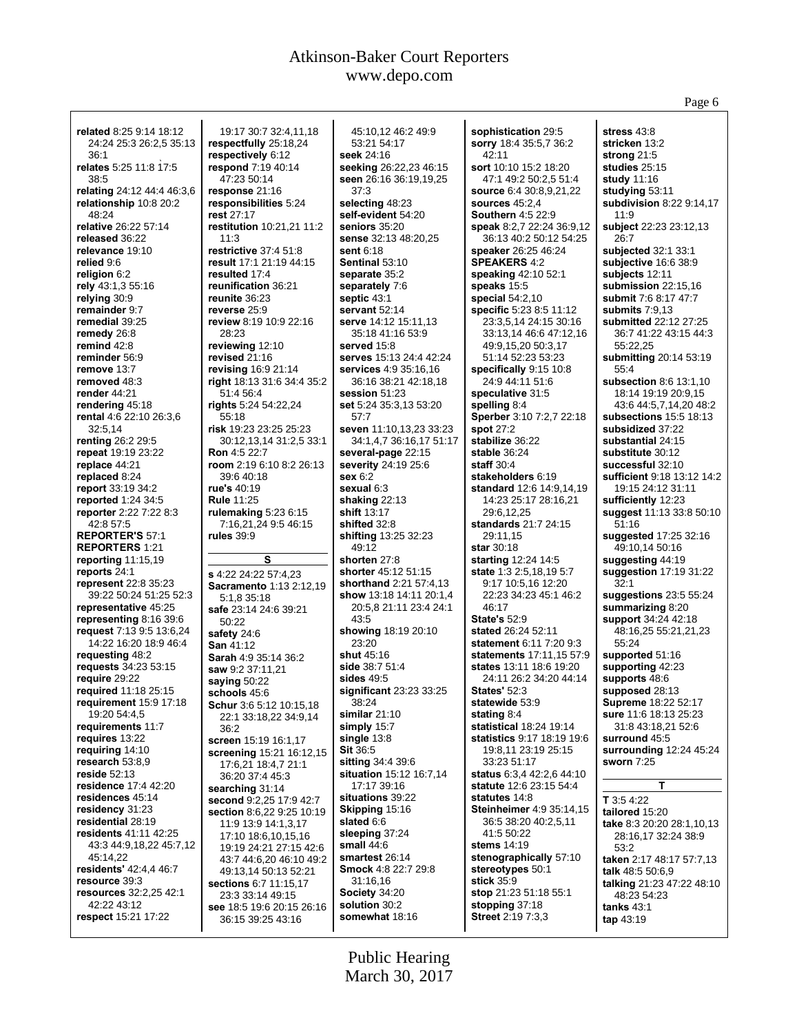**related** 8:25 9:14 18:12 24:24 25:3 26:2,5 35:13 36:1
**relates** 5:25 11:8 17:5 38:5
**relating** 24:12 44:4 46:3,6
**relationship** 10:8 20:2 48:24
**relative** 26:22 57:14
**released** 36:22
**relevance** 19:10
**relied** 9:6
**religion** 6:2
**rely** 43:1,3 55:16
**relying** 30:9
**remainder** 9:7
**remedial** 39:25
**remedy** 26:8
**remind** 42:8
**reminder** 56:9
**remove** 13:7
**removed** 48:3
**render** 44:21
**rendering** 45:18
**rental** 4:6 22:10 26:3,6 32:5,14
**renting** 26:2 29:5
**repeat** 19:19 23:22
**replace** 44:21
**replaced** 8:24
**report** 33:19 34:2
**reported** 1:24 34:5
**reporter** 2:22 7:22 8:3 42:8 57:5
**REPORTER'S** 57:1
**REPORTERS** 1:21
**reporting** 11:15,19
**reports** 24:1
**represent** 22:8 35:23 39:22 50:24 51:25 52:3
**representative** 45:25
**representing** 8:16 39:6
**request** 7:13 9:5 13:6,24 14:22 16:20 18:9 46:4
**requesting** 48:2
**requests** 34:23 53:15
**require** 29:22
**required** 11:18 25:15
**requirement** 15:9 17:18 19:20 54:4,5
**requirements** 11:7
**requires** 13:22
**requiring** 14:10
**research** 53:8,9
**reside** 52:13
**residence** 17:4 42:20
**residences** 45:14
**residency** 31:23
**residential** 28:19
**residents** 41:11 42:25 43:3 44:9,18,22 45:7,12 45:14,22
**residents'** 42:4,4 46:7
**resource** 39:3
**resources** 32:2,25 42:1 42:22 43:12
**respect** 15:21 17:22 19:17 30:7 32:4,11,18
**respectfully** 25:18,24
**respectively** 6:12
**respond** 7:19 40:14 47:23 50:14
**response** 21:16
**responsibilities** 5:24
**rest** 27:17
**restitution** 10:21,21 11:2 11:3
**restrictive** 37:4 51:8
**result** 17:1 21:19 44:15
**resulted** 17:4
**reunification** 36:21
**reunite** 36:23
**reverse** 25:9
**review** 8:19 10:9 22:16 28:23
**reviewing** 12:10
**revised** 21:16
**revising** 16:9 21:14
**right** 18:13 31:6 34:4 35:2 51:4 56:4
**rights** 5:24 54:22,24 55:18
**risk** 19:23 23:25 25:23 30:12,13,14 31:2,5 33:1
**Ron** 4:5 22:7
**room** 2:19 6:10 8:2 26:13 39:6 40:18
**rue's** 40:19
**Rule** 11:25
**rulemaking** 5:23 6:15 7:16,21,24 9:5 46:15
**rules** 39:9

**S**

**s** 4:22 24:22 57:4,23
**Sacramento** 1:13 2:12,19 5:1,8 35:18
**safe** 23:14 24:6 39:21 50:22
**safety** 24:6
**San** 41:12
**Sarah** 4:9 35:14 36:2
**saw** 9:2 37:11,21
**saying** 50:22
**schools** 45:6
**Schur** 3:6 5:12 10:15,18 22:1 33:18,22 34:9,14 36:2
**screen** 15:19 16:1,17
**screening** 15:21 16:12,15 17:6,21 18:4,7 21:1 36:20 37:4 45:3
**searching** 31:14
**second** 9:2,25 17:9 42:7
**section** 8:6,22 9:25 10:19 11:9 13:9 14:1,3,17 17:10 18:6,10,15,16 19:19 24:21 27:15 42:6 43:7 44:6,20 46:10 49:2 49:13,14 50:13 52:21
**sections** 6:7 11:15,17 23:3 33:14 49:15
**see** 18:5 19:6 20:15 26:16 36:15 39:25 43:16 45:10,12 46:2 49:9 53:21 54:17
**seek** 24:16
**seeking** 26:22,23 46:15
**seen** 26:16 36:19,19,25 37:3
**selecting** 48:23
**self-evident** 54:20
**seniors** 35:20
**sense** 32:13 48:20,25
**sent** 6:18
**Sentinal** 53:10
**separate** 35:2
**separately** 7:6
**septic** 43:1
**servant** 52:14
**serve** 14:12 15:11,13 35:18 41:16 53:9
**served** 15:8
**serves** 15:13 24:4 42:24
**services** 4:9 35:16,16 36:16 38:21 42:18,18
**session** 51:23
**set** 5:24 35:3,13 53:20 57:7
**seven** 11:10,13,23 33:23 34:1,4,7 36:16,17 51:17
**several-page** 22:15
**severity** 24:19 25:6
**sex** 6:2
**sexual** 6:3
**shaking** 22:13
**shift** 13:17
**shifted** 32:8
**shifting** 13:25 32:23 49:12
**shorten** 27:8
**shorter** 45:12 51:15
**shorthand** 2:21 57:4,13
**show** 13:18 14:11 20:1,4 20:5,8 21:11 23:4 24:1 43:5
**showing** 18:19 20:10 23:20
**shut** 45:16
**side** 38:7 51:4
**sides** 49:5
**significant** 23:23 33:25 38:24
**similar** 21:10
**simply** 15:7
**single** 13:8
**Sit** 36:5
**sitting** 34:4 39:6
**situation** 15:12 16:7,14 17:17 39:16
**situations** 39:22
**Skipping** 15:16
**slated** 6:6
**sleeping** 37:24
**small** 44:6
**smartest** 26:14
**Smock** 4:8 22:7 29:8 31:16,16
**Society** 34:20
**solution** 30:2
**somewhat** 18:16
**sophistication** 29:5
**sorry** 18:4 35:5,7 36:2 42:11
**sort** 10:10 15:2 18:20 47:1 49:2 50:2,5 51:4
**source** 6:4 30:8,9,21,22
**sources** 45:2,4
**Southern** 4:5 22:9
**speak** 8:2,7 22:24 36:9,12 36:13 40:2 50:12 54:25
**speaker** 26:25 46:24
**SPEAKERS** 4:2
**speaking** 42:10 52:1
**speaks** 15:5
**special** 54:2,10
**specific** 5:23 8:5 11:12 23:3,5,14 24:15 30:16 33:13,14 46:6 47:12,16 49:9,15,20 50:3,17 51:14 52:23 53:23
**specifically** 9:15 10:8 24:9 44:11 51:6
**speculative** 31:5
**spelling** 8:4
**Sperber** 3:10 7:2,7 22:18
**spot** 27:2
**stabilize** 36:22
**stable** 36:24
**staff** 30:4
**stakeholders** 6:19
**standard** 12:6 14:9,14,19 14:23 25:17 28:16,21 29:6,12,25
**standards** 21:7 24:15 29:11,15
**star** 30:18
**starting** 12:24 14:5
**state** 1:3 2:5,18,19 5:7 9:17 10:5,16 12:20 22:23 34:23 45:1 46:2 46:17
**State's** 52:9
**stated** 26:24 52:11
**statement** 6:11 7:20 9:3
**statements** 17:11,15 57:9
**states** 13:11 18:6 19:20 24:11 26:2 34:20 44:14
**States'** 52:3
**statewide** 53:9
**stating** 8:4
**statistical** 18:24 19:14
**statistics** 9:17 18:19 19:6 19:8,11 23:19 25:15 33:23 51:17
**status** 6:3,4 42:2,6 44:10
**statute** 12:6 23:15 54:4
**statutes** 14:8
**Steinheimer** 4:9 35:14,15 36:5 38:20 40:2,5,11 41:5 50:22
**stems** 14:19
**stenographically** 57:10
**stereotypes** 50:1
**stick** 35:9
**stop** 21:23 51:18 55:1
**stopping** 37:18
**Street** 2:19 7:3,3
**stress** 43:8
**stricken** 13:2
**strong** 21:5
**studies** 25:15
**study** 11:16
**studying** 53:11
**subdivision** 8:22 9:14,17 11:9
**subject** 22:23 23:12,13 26:7
**subjected** 32:1 33:1
**subjective** 16:6 38:9
**subjects** 12:11
**submission** 22:15,16
**submit** 7:6 8:17 47:7
**submits** 7:9,13
**submitted** 22:12 27:25 36:7 41:22 43:15 44:3 55:22,25
**submitting** 20:14 53:19 55:4
**subsection** 8:6 13:1,10 18:14 19:19 20:9,15 43:6 44:5,7,14,20 48:2
**subsections** 15:5 18:13
**subsidized** 37:22
**substantial** 24:15
**substitute** 30:12
**successful** 32:10
**sufficient** 9:18 13:12 14:2 19:15 24:12 31:11
**sufficiently** 12:23
**suggest** 11:13 33:8 50:10 51:16
**suggested** 17:25 32:16 49:10,14 50:16
**suggesting** 44:19
**suggestion** 17:19 31:22 32:1
**suggestions** 23:5 55:24
**summarizing** 8:20
**support** 34:24 42:18 48:16,25 55:21,21,23 55:24
**supported** 51:16
**supporting** 42:23
**supports** 48:6
**supposed** 28:13
**Supreme** 18:22 52:17
**sure** 11:6 18:13 25:23 31:8 43:18,21 52:6
**surround** 45:5
**surrounding** 12:24 45:24
**sworn** 7:25

**T**

**T** 3:5 4:22
**tailored** 15:20
**take** 8:3 20:20 28:1,10,13 28:16,17 32:24 38:9 53:2
**taken** 2:17 48:17 57:7,13
**talk** 48:5 50:6,9
**talking** 21:23 47:22 48:10 48:23 54:23
**tanks** 43:1
**tap** 43:19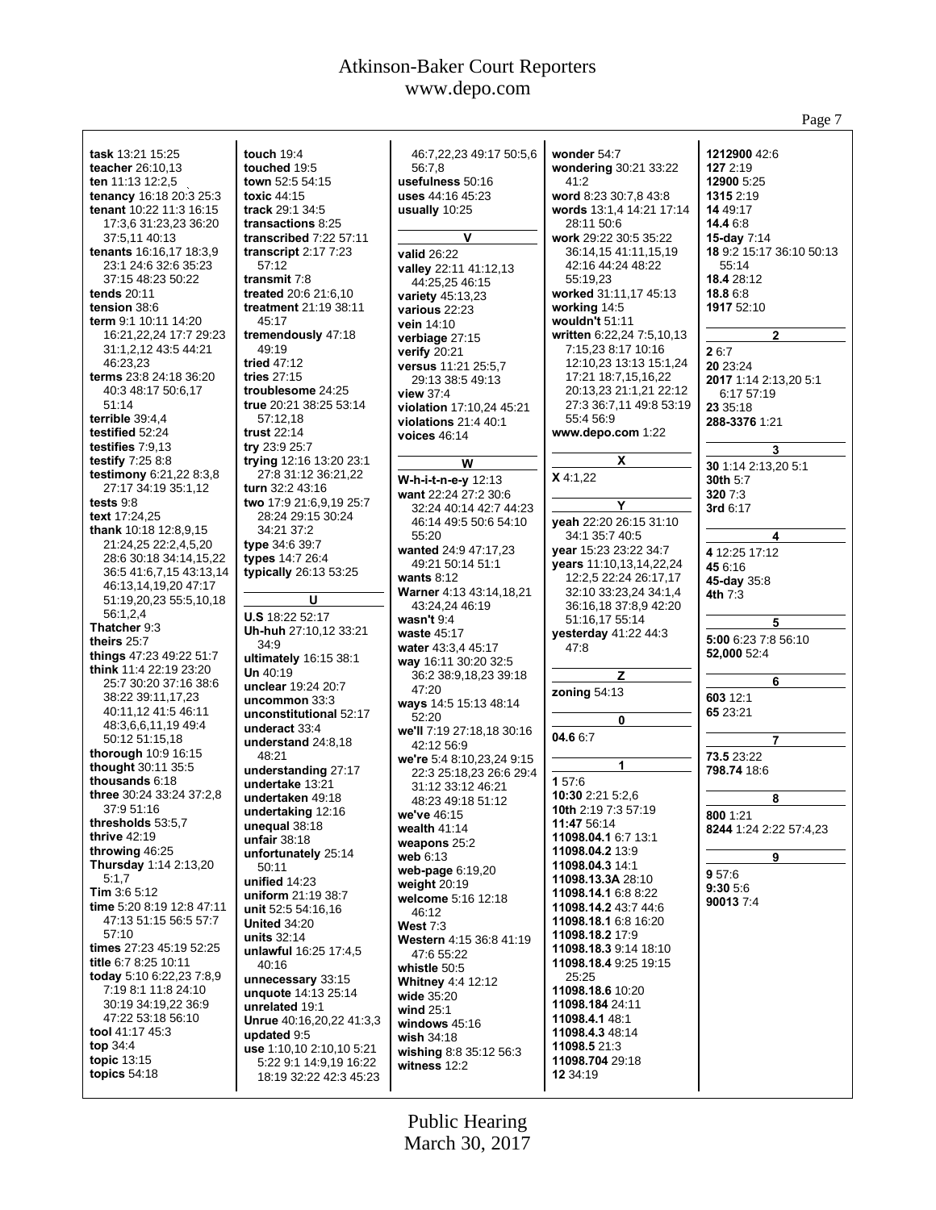**task** 13:21 15:25
**teacher** 26:10,13
**ten** 11:13 12:2,5
**tenancy** 16:18 20:3 25:3
**tenant** 10:22 11:3 16:15 17:3,6 31:23,23 36:20 37:5,11 40:13
**tenants** 16:16,17 18:3,9 23:1 24:6 32:6 35:23 37:15 48:23 50:22
**tends** 20:11
**tension** 38:6
**term** 9:1 10:11 14:20 16:21,22,24 17:7 29:23 31:1,2,12 43:5 44:21 46:23,23
**terms** 23:8 24:18 36:20 40:3 48:17 50:6,17 51:14
**terrible** 39:4,4
**testified** 52:24
**testifies** 7:9,13
**testify** 7:25 8:8
**testimony** 6:21,22 8:3,8 27:17 34:19 35:1,12
**tests** 9:8
**text** 17:24,25
**thank** 10:18 12:8,9,15 21:24,25 22:2,4,5,20 28:6 30:18 34:14,15,22 36:5 41:6,7,15 43:13,14 46:13,14,19,20 47:17 51:19,20,23 55:5,10,18 56:1,2,4
**Thatcher** 9:3
**theirs** 25:7
**things** 47:23 49:22 51:7
**think** 11:4 22:19 23:20 25:7 30:20 37:16 38:6 38:22 39:11,17,23 40:11,12 41:5 46:11 48:3,6,6,11,19 49:4 50:12 51:15,18
**thorough** 10:9 16:15
**thought** 30:11 35:5
**thousands** 6:18
**three** 30:24 33:24 37:2,8 37:9 51:16
**thresholds** 53:5,7
**thrive** 42:19
**throwing** 46:25
**Thursday** 1:14 2:13,20 5:1,7
**Tim** 3:6 5:12
**time** 5:20 8:19 12:8 47:11 47:13 51:15 56:5 57:7 57:10
**times** 27:23 45:19 52:25
**title** 6:7 8:25 10:11
**today** 5:10 6:22,23 7:8,9 7:19 8:1 11:8 24:10 30:19 34:19,22 36:9 47:22 53:18 56:10
**tool** 41:17 45:3
**top** 34:4
**topic** 13:15
**topics** 54:18
**touch** 19:4
**touched** 19:5
**town** 52:5 54:15
**toxic** 44:15
**track** 29:1 34:5
**transactions** 8:25
**transcribed** 7:22 57:11
**transcript** 2:17 7:23 57:12
**transmit** 7:8
**treated** 20:6 21:6,10
**treatment** 21:19 38:11 45:17
**tremendously** 47:18 49:19
**tried** 47:12
**tries** 27:15
**troublesome** 24:25
**true** 20:21 38:25 53:14 57:12,18
**trust** 22:14
**try** 23:9 25:7
**trying** 12:16 13:20 23:1 27:8 31:12 36:21,22
**turn** 32:2 43:16
**two** 17:9 21:6,9,19 25:7 28:24 29:15 30:24 34:21 37:2
**type** 34:6 39:7
**types** 14:7 26:4
**typically** 26:13 53:25

**U**

**U.S** 18:22 52:17
**Uh-huh** 27:10,12 33:21 34:9
**ultimately** 16:15 38:1
**Un** 40:19
**unclear** 19:24 20:7
**uncommon** 33:3
**unconstitutional** 52:17
**underact** 33:4
**understand** 24:8,18 48:21
**understanding** 27:17
**undertake** 13:21
**undertaken** 49:18
**undertaking** 12:16
**unequal** 38:18
**unfair** 38:18
**unfortunately** 25:14 50:11
**unified** 14:23
**uniform** 21:19 38:7
**unit** 52:5 54:16,16
**United** 34:20
**units** 32:14
**unlawful** 16:25 17:4,5 40:16
**unnecessary** 33:15
**unquote** 14:13 25:14
**unrelated** 19:1
**Unrue** 40:16,20,22 41:3,3
**updated** 9:5
**use** 1:10,10 2:10,10 5:21 5:22 9:1 14:9,19 16:22 18:19 32:22 42:3 45:23 46:7,22,23 49:17 50:5,6 56:7,8
**usefulness** 50:16
**uses** 44:16 45:23
**usually** 10:25

**V**

**valid** 26:22
**valley** 22:11 41:12,13 44:25,25 46:15
**variety** 45:13,23
**various** 22:23
**vein** 14:10
**verbiage** 27:15
**verify** 20:21
**versus** 11:21 25:5,7 29:13 38:5 49:13
**view** 37:4
**violation** 17:10,24 45:21
**violations** 21:4 40:1
**voices** 46:14

**W**

**W-h-i-t-n-e-y** 12:13
**want** 22:24 27:2 30:6 32:24 40:14 42:7 44:23 46:14 49:5 50:6 54:10 55:20
**wanted** 24:9 47:17,23 49:21 50:14 51:1
**wants** 8:12
**Warner** 4:13 43:14,18,21 43:24,24 46:19
**wasn't** 9:4
**waste** 45:17
**water** 43:3,4 45:17
**way** 16:11 30:20 32:5 36:2 38:9,18,23 39:18 47:20
**ways** 14:5 15:13 48:14 52:20
**we'll** 7:19 27:18,18 30:16 42:12 56:9
**we're** 5:4 8:10,23,24 9:15 22:3 25:18,23 26:6 29:4 31:12 33:12 46:21 48:23 49:18 51:12
**we've** 46:15
**wealth** 41:14
**weapons** 25:2
**web** 6:13
**web-page** 6:19,20
**weight** 20:19
**welcome** 5:16 12:18 46:12
**West** 7:3
**Western** 4:15 36:8 41:19 47:6 55:22
**whistle** 50:5
**Whitney** 4:4 12:12
**wide** 35:20
**wind** 25:1
**windows** 45:16
**wish** 34:18
**wishing** 8:8 35:12 56:3
**witness** 12:2
**wonder** 54:7
**wondering** 30:21 33:22 41:2
**word** 8:23 30:7,8 43:8
**words** 13:1,4 14:21 17:14 28:11 50:6
**work** 29:22 30:5 35:22 36:14,15 41:11,15,19 42:16 44:24 48:22 55:19,23
**worked** 31:11,17 45:13
**working** 14:5
**wouldn't** 51:11
**written** 6:22,24 7:5,10,13 7:15,23 8:17 10:16 12:10,23 13:13 15:1,24 17:21 18:7,15,16,22 20:13,23 21:1,21 22:12 27:3 36:7,11 49:8 53:19 55:4 56:9
**www.depo.com** 1:22

**X**

**X** 4:1,22

**Y**

**yeah** 22:20 26:15 31:10 34:1 35:7 40:5
**year** 15:23 23:22 34:7
**years** 11:10,13,14,22,24 12:2,5 22:24 26:17,17 32:10 33:23,24 34:1,4 36:16,18 37:8,9 42:20 51:16,17 55:14
**yesterday** 41:22 44:3 47:8

**Z**

**zoning** 54:13

**0**

**04.6** 6:7

**1**

**1** 57:6
**10:30** 2:21 5:2,6
**10th** 2:19 7:3 57:19
**11:47** 56:14
**11098.04.1** 6:7 13:1
**11098.04.2** 13:9
**11098.04.3** 14:1
**11098.13.3A** 28:10
**11098.14.1** 6:8 8:22
**11098.14.2** 43:7 44:6
**11098.18.1** 6:8 16:20
**11098.18.2** 17:9
**11098.18.3** 9:14 18:10
**11098.18.4** 9:25 19:15 25:25
**11098.18.6** 10:20
**11098.184** 24:11
**11098.4.1** 48:1
**11098.4.3** 48:14
**11098.5** 21:3
**11098.704** 29:18
**12** 34:19
**1212900** 42:6
**127** 2:19
**12900** 5:25
**1315** 2:19
**14** 49:17
**14.4** 6:8
**15-day** 7:14
**18** 9:2 15:17 36:10 50:13 55:14
**18.4** 28:12
**18.8** 6:8
**1917** 52:10

**2**

**2** 6:7
**20** 23:24
**2017** 1:14 2:13,20 5:1 6:17 57:19
**23** 35:18
**288-3376** 1:21

**3**

**30** 1:14 2:13,20 5:1
**30th** 5:7
**320** 7:3
**3rd** 6:17

**4**

**4** 12:25 17:12
**45** 6:16
**45-day** 35:8
**4th** 7:3

**5**

**5:00** 6:23 7:8 56:10
**52,000** 52:4

**6**

**603** 12:1
**65** 23:21

**7**

**73.5** 23:22
**798.74** 18:6

**8**

**800** 1:21
**8244** 1:24 2:22 57:4,23

**9**

**9** 57:6
**9:30** 5:6
**90013** 7:4